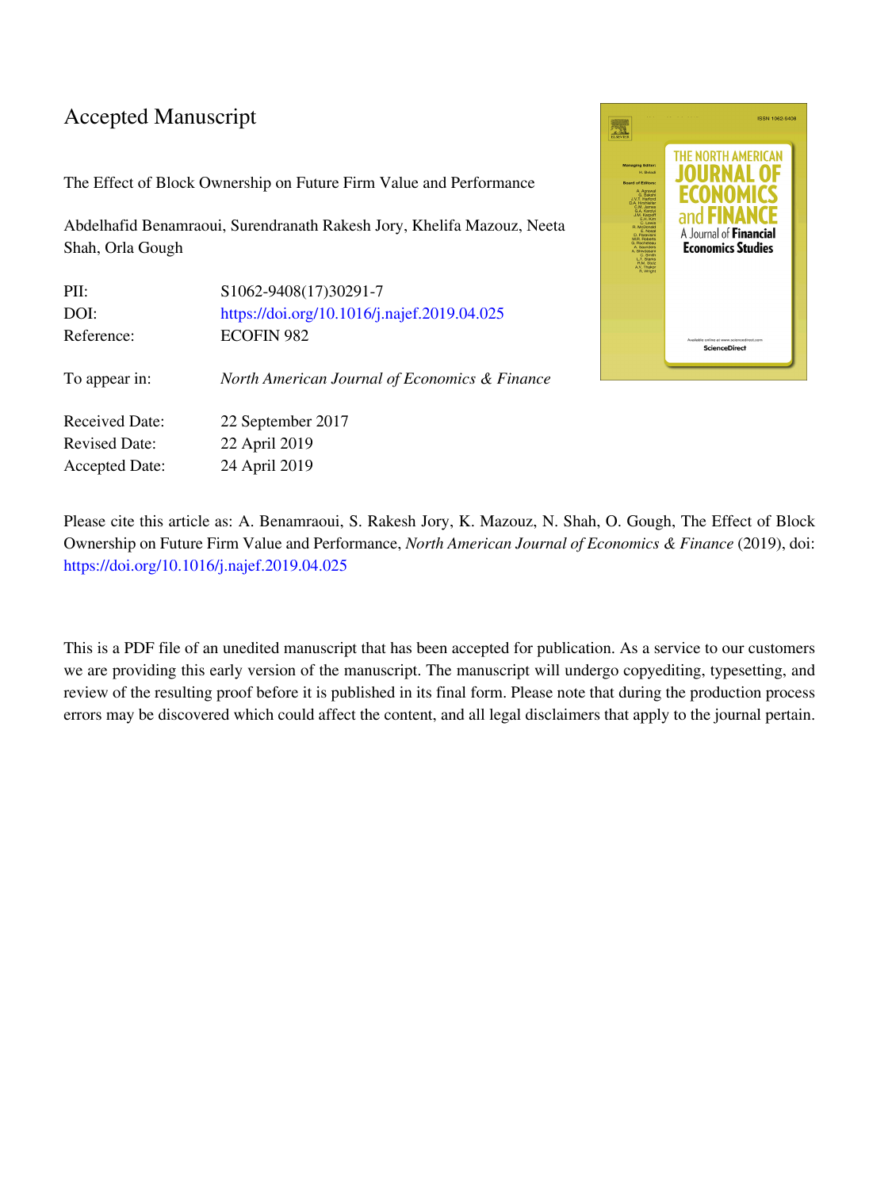# Accepted Manuscript

The Effect of Block Ownership on Future Firm Value and Performance

Abdelhafid Benamraoui, Surendranath Rakesh Jory, Khelifa Mazouz, Neeta Shah, Orla Gough

| | |
|---|---|
| PII: | S1062-9408(17)30291-7 |
| DOI: | https://doi.org/10.1016/j.najef.2019.04.025 |
| Reference: | ECOFIN 982 |
| To appear in: | *North American Journal of Economics & Finance* |
| Received Date: | 22 September 2017 |
| Revised Date: | 22 April 2019 |
| Accepted Date: | 24 April 2019 |

Please cite this article as: A. Benamraoui, S. Rakesh Jory, K. Mazouz, N. Shah, O. Gough, The Effect of Block Ownership on Future Firm Value and Performance, *North American Journal of Economics & Finance* (2019), doi: https://doi.org/10.1016/j.najef.2019.04.025

This is a PDF file of an unedited manuscript that has been accepted for publication. As a service to our customers we are providing this early version of the manuscript. The manuscript will undergo copyediting, typesetting, and review of the resulting proof before it is published in its final form. Please note that during the production process errors may be discovered which could affect the content, and all legal disclaimers that apply to the journal pertain.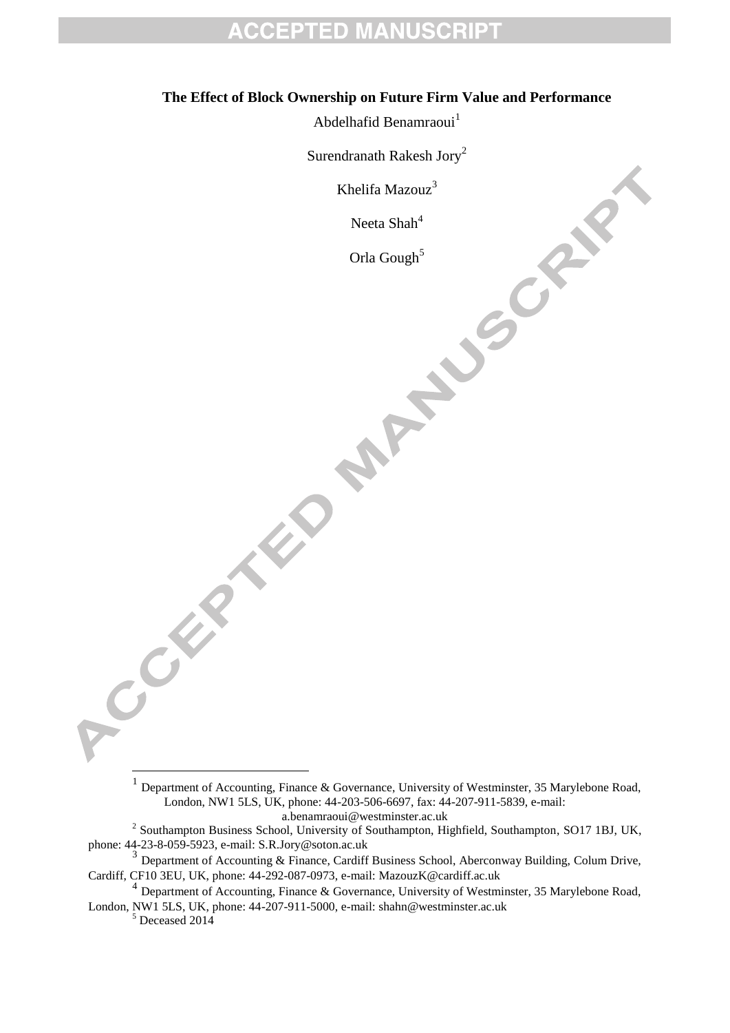# The Effect of Block Ownership on Future Firm Value and Performance

Abdelhafid Benamraoui[1]

Surendranath Rakesh Jory[2]

Khelifa Mazouz[3]

Neeta Shah[4]

Orla Gough[5]

---

[1] Department of Accounting, Finance & Governance, University of Westminster, 35 Marylebone Road, London, NW1 5LS, UK, phone: 44-203-506-6697, fax: 44-207-911-5839, e-mail: a.benamraoui@westminster.ac.uk

[2] Southampton Business School, University of Southampton, Highfield, Southampton, SO17 1BJ, UK, phone: 44-23-8-059-5923, e-mail: S.R.Jory@soton.ac.uk

[3] Department of Accounting & Finance, Cardiff Business School, Aberconway Building, Colum Drive, Cardiff, CF10 3EU, UK, phone: 44-292-087-0973, e-mail: MazouzK@cardiff.ac.uk

[4] Department of Accounting, Finance & Governance, University of Westminster, 35 Marylebone Road, London, NW1 5LS, UK, phone: 44-207-911-5000, e-mail: shahn@westminster.ac.uk

[5] Deceased 2014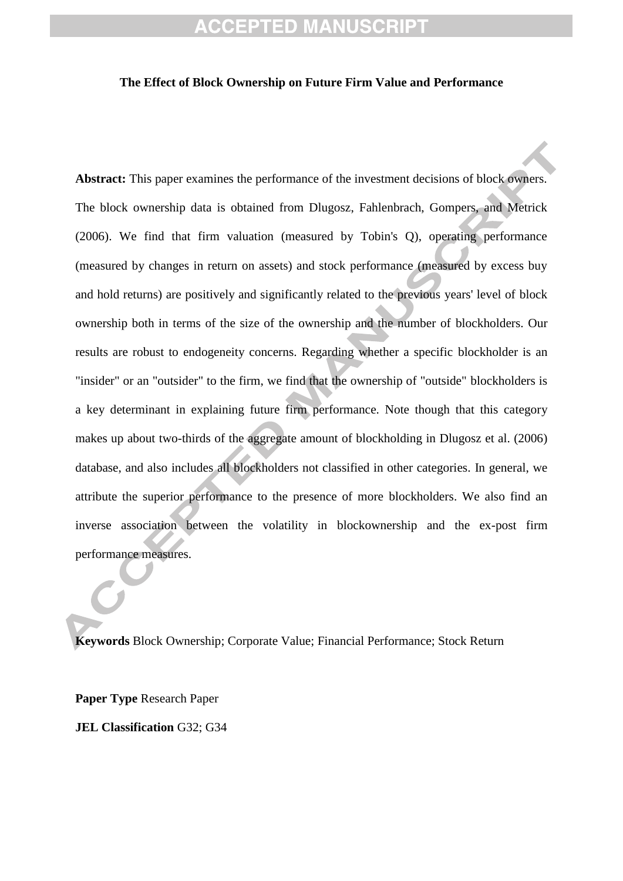**The Effect of Block Ownership on Future Firm Value and Performance**

**Abstract:** This paper examines the performance of the investment decisions of block owners. The block ownership data is obtained from Dlugosz, Fahlenbrach, Gompers, and Metrick (2006). We find that firm valuation (measured by Tobin's Q), operating performance (measured by changes in return on assets) and stock performance (measured by excess buy and hold returns) are positively and significantly related to the previous years' level of block ownership both in terms of the size of the ownership and the number of blockholders. Our results are robust to endogeneity concerns. Regarding whether a specific blockholder is an "insider" or an "outsider" to the firm, we find that the ownership of "outside" blockholders is a key determinant in explaining future firm performance. Note though that this category makes up about two-thirds of the aggregate amount of blockholding in Dlugosz et al. (2006) database, and also includes all blockholders not classified in other categories. In general, we attribute the superior performance to the presence of more blockholders. We also find an inverse association between the volatility in blockownership and the ex-post firm performance measures.

**Keywords** Block Ownership; Corporate Value; Financial Performance; Stock Return

**Paper Type** Research Paper

**JEL Classification** G32; G34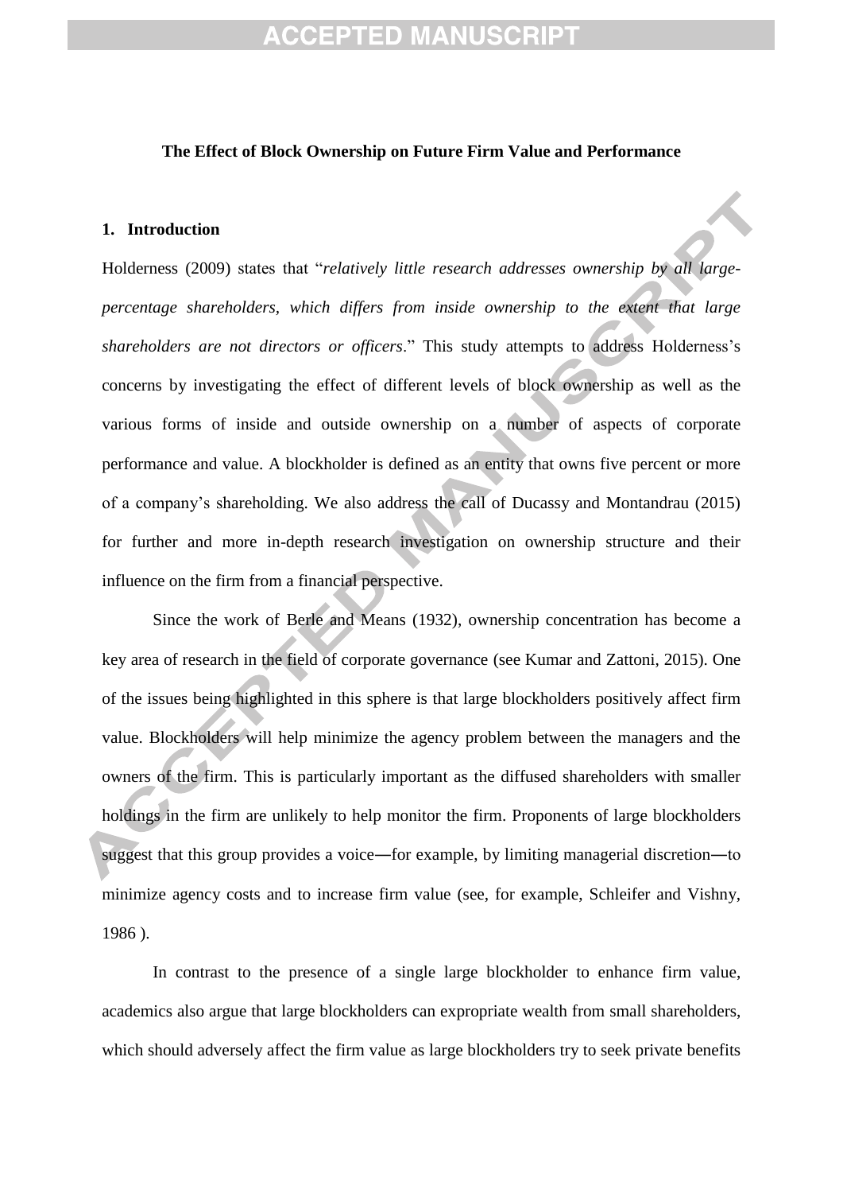**The Effect of Block Ownership on Future Firm Value and Performance**

## 1. Introduction

Holderness (2009) states that "*relatively little research addresses ownership by all large-percentage shareholders, which differs from inside ownership to the extent that large shareholders are not directors or officers*." This study attempts to address Holderness's concerns by investigating the effect of different levels of block ownership as well as the various forms of inside and outside ownership on a number of aspects of corporate performance and value. A blockholder is defined as an entity that owns five percent or more of a company's shareholding. We also address the call of Ducassy and Montandrau (2015) for further and more in-depth research investigation on ownership structure and their influence on the firm from a financial perspective.

Since the work of Berle and Means (1932), ownership concentration has become a key area of research in the field of corporate governance (see Kumar and Zattoni, 2015). One of the issues being highlighted in this sphere is that large blockholders positively affect firm value. Blockholders will help minimize the agency problem between the managers and the owners of the firm. This is particularly important as the diffused shareholders with smaller holdings in the firm are unlikely to help monitor the firm. Proponents of large blockholders suggest that this group provides a voice―for example, by limiting managerial discretion―to minimize agency costs and to increase firm value (see, for example, Schleifer and Vishny, 1986 ).

In contrast to the presence of a single large blockholder to enhance firm value, academics also argue that large blockholders can expropriate wealth from small shareholders, which should adversely affect the firm value as large blockholders try to seek private benefits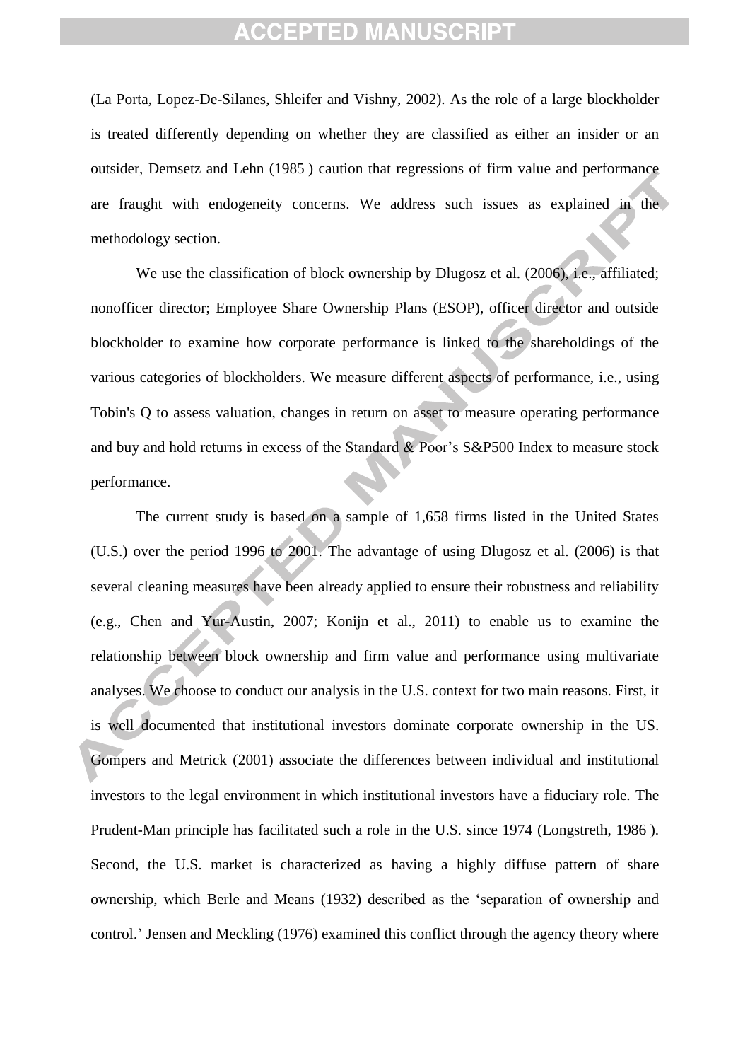(La Porta, Lopez-De-Silanes, Shleifer and Vishny, 2002). As the role of a large blockholder is treated differently depending on whether they are classified as either an insider or an outsider, Demsetz and Lehn (1985 ) caution that regressions of firm value and performance are fraught with endogeneity concerns. We address such issues as explained in the methodology section.

We use the classification of block ownership by Dlugosz et al. (2006), i.e., affiliated; nonofficer director; Employee Share Ownership Plans (ESOP), officer director and outside blockholder to examine how corporate performance is linked to the shareholdings of the various categories of blockholders. We measure different aspects of performance, i.e., using Tobin's Q to assess valuation, changes in return on asset to measure operating performance and buy and hold returns in excess of the Standard & Poor's S&P500 Index to measure stock performance.

The current study is based on a sample of 1,658 firms listed in the United States (U.S.) over the period 1996 to 2001. The advantage of using Dlugosz et al. (2006) is that several cleaning measures have been already applied to ensure their robustness and reliability (e.g., Chen and Yur-Austin, 2007; Konijn et al., 2011) to enable us to examine the relationship between block ownership and firm value and performance using multivariate analyses. We choose to conduct our analysis in the U.S. context for two main reasons. First, it is well documented that institutional investors dominate corporate ownership in the US. Gompers and Metrick (2001) associate the differences between individual and institutional investors to the legal environment in which institutional investors have a fiduciary role. The Prudent-Man principle has facilitated such a role in the U.S. since 1974 (Longstreth, 1986 ). Second, the U.S. market is characterized as having a highly diffuse pattern of share ownership, which Berle and Means (1932) described as the 'separation of ownership and control.' Jensen and Meckling (1976) examined this conflict through the agency theory where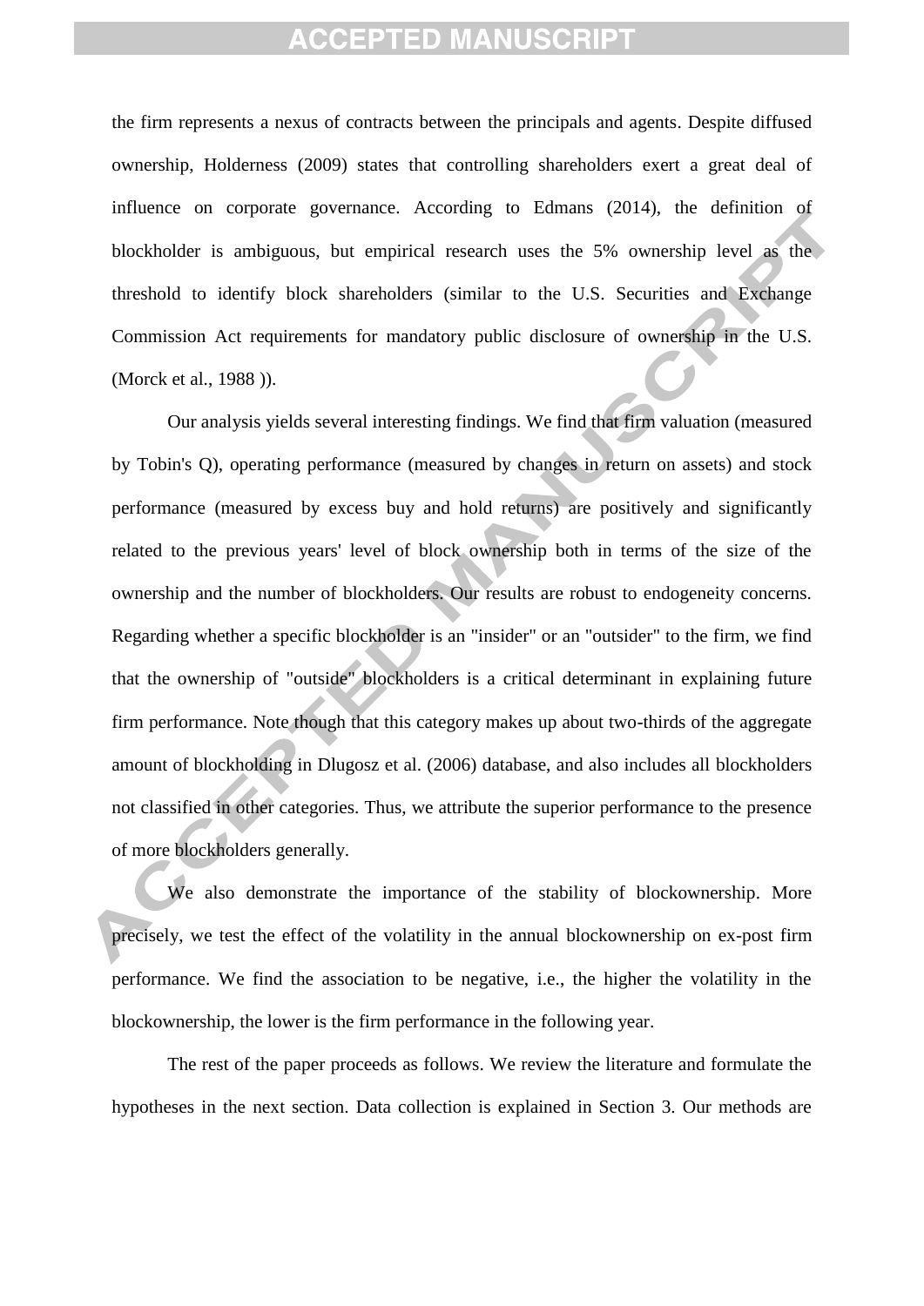the firm represents a nexus of contracts between the principals and agents. Despite diffused ownership, Holderness (2009) states that controlling shareholders exert a great deal of influence on corporate governance. According to Edmans (2014), the definition of blockholder is ambiguous, but empirical research uses the 5% ownership level as the threshold to identify block shareholders (similar to the U.S. Securities and Exchange Commission Act requirements for mandatory public disclosure of ownership in the U.S. (Morck et al., 1988 )).

Our analysis yields several interesting findings. We find that firm valuation (measured by Tobin's Q), operating performance (measured by changes in return on assets) and stock performance (measured by excess buy and hold returns) are positively and significantly related to the previous years' level of block ownership both in terms of the size of the ownership and the number of blockholders. Our results are robust to endogeneity concerns. Regarding whether a specific blockholder is an "insider" or an "outsider" to the firm, we find that the ownership of "outside" blockholders is a critical determinant in explaining future firm performance. Note though that this category makes up about two-thirds of the aggregate amount of blockholding in Dlugosz et al. (2006) database, and also includes all blockholders not classified in other categories. Thus, we attribute the superior performance to the presence of more blockholders generally.

We also demonstrate the importance of the stability of blockownership. More precisely, we test the effect of the volatility in the annual blockownership on ex-post firm performance. We find the association to be negative, i.e., the higher the volatility in the blockownership, the lower is the firm performance in the following year.

The rest of the paper proceeds as follows. We review the literature and formulate the hypotheses in the next section. Data collection is explained in Section 3. Our methods are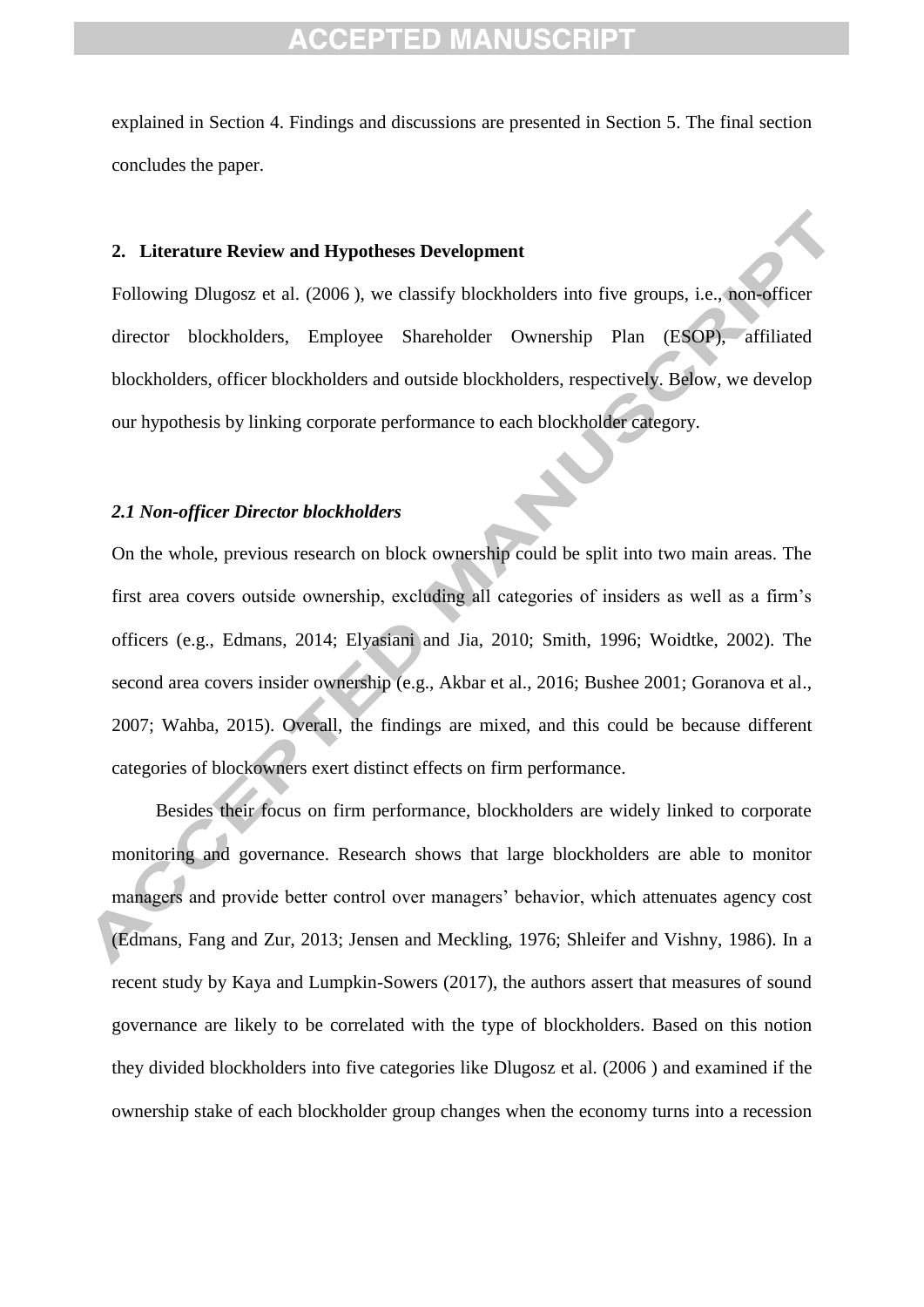explained in Section 4. Findings and discussions are presented in Section 5. The final section concludes the paper.

## 2. Literature Review and Hypotheses Development

Following Dlugosz et al. (2006 ), we classify blockholders into five groups, i.e., non-officer director blockholders, Employee Shareholder Ownership Plan (ESOP), affiliated blockholders, officer blockholders and outside blockholders, respectively. Below, we develop our hypothesis by linking corporate performance to each blockholder category.

### *2.1 Non-officer Director blockholders*

On the whole, previous research on block ownership could be split into two main areas. The first area covers outside ownership, excluding all categories of insiders as well as a firm's officers (e.g., Edmans, 2014; Elyasiani and Jia, 2010; Smith, 1996; Woidtke, 2002). The second area covers insider ownership (e.g., Akbar et al., 2016; Bushee 2001; Goranova et al., 2007; Wahba, 2015). Overall, the findings are mixed, and this could be because different categories of blockowners exert distinct effects on firm performance.

Besides their focus on firm performance, blockholders are widely linked to corporate monitoring and governance. Research shows that large blockholders are able to monitor managers and provide better control over managers' behavior, which attenuates agency cost (Edmans, Fang and Zur, 2013; Jensen and Meckling, 1976; Shleifer and Vishny, 1986). In a recent study by Kaya and Lumpkin-Sowers (2017), the authors assert that measures of sound governance are likely to be correlated with the type of blockholders. Based on this notion they divided blockholders into five categories like Dlugosz et al. (2006 ) and examined if the ownership stake of each blockholder group changes when the economy turns into a recession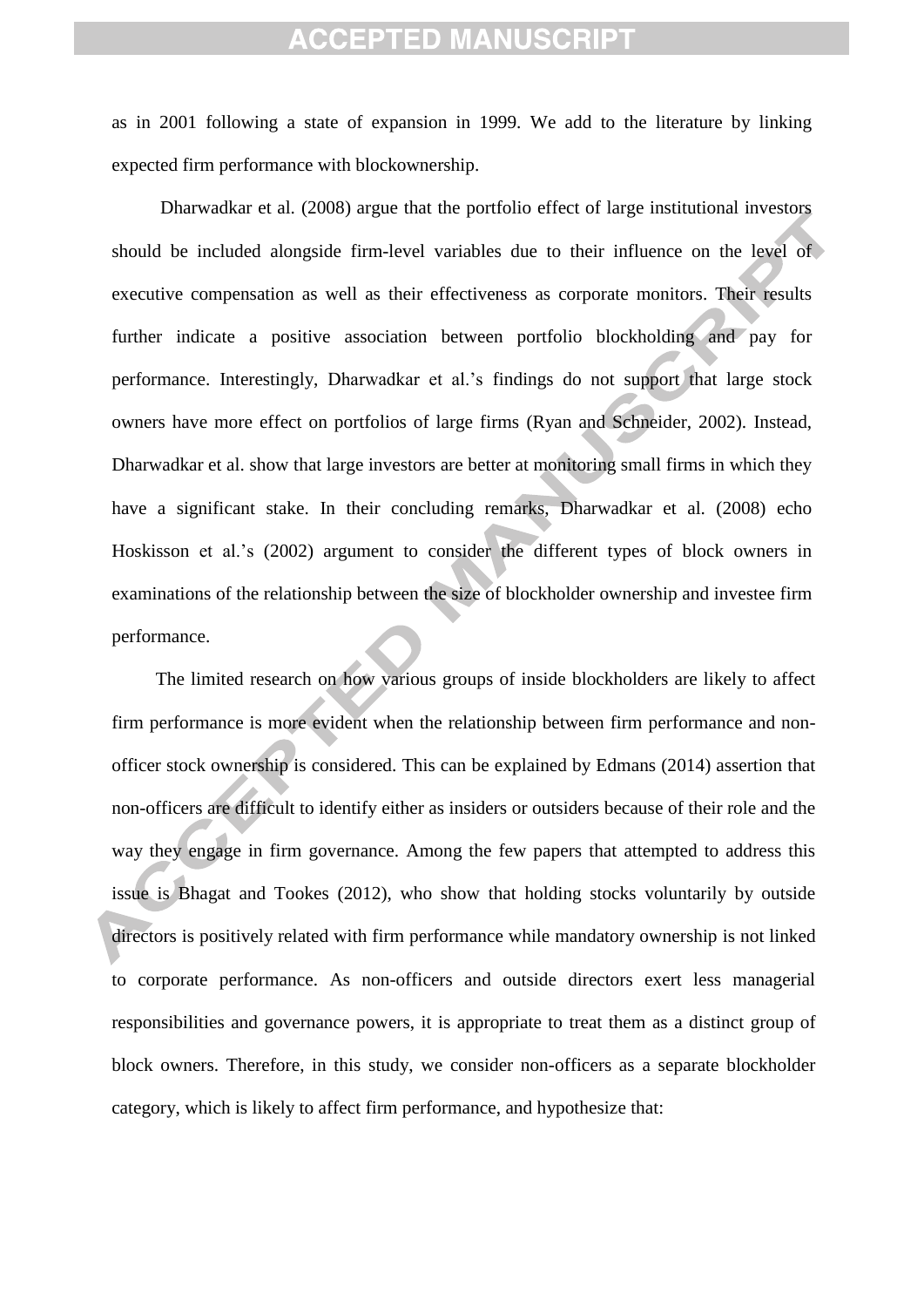as in 2001 following a state of expansion in 1999. We add to the literature by linking expected firm performance with blockownership.

Dharwadkar et al. (2008) argue that the portfolio effect of large institutional investors should be included alongside firm-level variables due to their influence on the level of executive compensation as well as their effectiveness as corporate monitors. Their results further indicate a positive association between portfolio blockholding and pay for performance. Interestingly, Dharwadkar et al.'s findings do not support that large stock owners have more effect on portfolios of large firms (Ryan and Schneider, 2002). Instead, Dharwadkar et al. show that large investors are better at monitoring small firms in which they have a significant stake. In their concluding remarks, Dharwadkar et al. (2008) echo Hoskisson et al.'s (2002) argument to consider the different types of block owners in examinations of the relationship between the size of blockholder ownership and investee firm performance.

The limited research on how various groups of inside blockholders are likely to affect firm performance is more evident when the relationship between firm performance and non-officer stock ownership is considered. This can be explained by Edmans (2014) assertion that non-officers are difficult to identify either as insiders or outsiders because of their role and the way they engage in firm governance. Among the few papers that attempted to address this issue is Bhagat and Tookes (2012), who show that holding stocks voluntarily by outside directors is positively related with firm performance while mandatory ownership is not linked to corporate performance. As non-officers and outside directors exert less managerial responsibilities and governance powers, it is appropriate to treat them as a distinct group of block owners. Therefore, in this study, we consider non-officers as a separate blockholder category, which is likely to affect firm performance, and hypothesize that: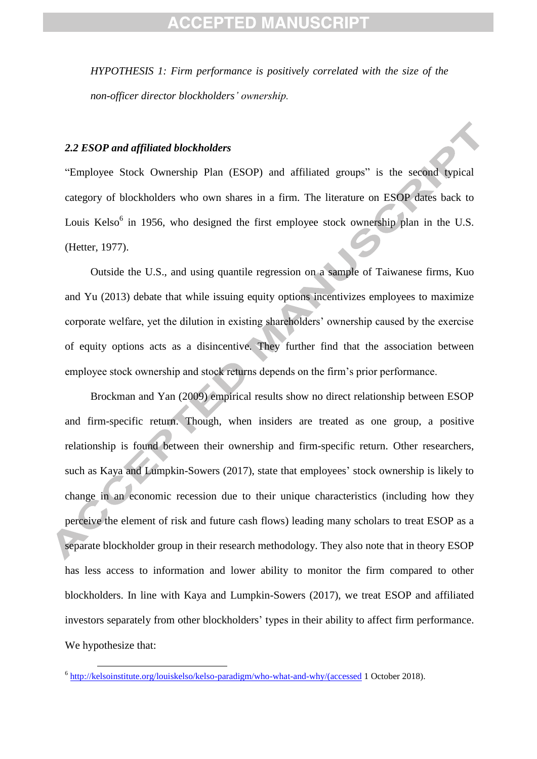*HYPOTHESIS 1: Firm performance is positively correlated with the size of the non-officer director blockholders' ownership.*

### *2.2 ESOP and affiliated blockholders*

"Employee Stock Ownership Plan (ESOP) and affiliated groups" is the second typical category of blockholders who own shares in a firm. The literature on ESOP dates back to Louis Kelso[6] in 1956, who designed the first employee stock ownership plan in the U.S. (Hetter, 1977).

Outside the U.S., and using quantile regression on a sample of Taiwanese firms, Kuo and Yu (2013) debate that while issuing equity options incentivizes employees to maximize corporate welfare, yet the dilution in existing shareholders' ownership caused by the exercise of equity options acts as a disincentive. They further find that the association between employee stock ownership and stock returns depends on the firm's prior performance.

Brockman and Yan (2009) empirical results show no direct relationship between ESOP and firm-specific return. Though, when insiders are treated as one group, a positive relationship is found between their ownership and firm-specific return. Other researchers, such as Kaya and Lumpkin-Sowers (2017), state that employees' stock ownership is likely to change in an economic recession due to their unique characteristics (including how they perceive the element of risk and future cash flows) leading many scholars to treat ESOP as a separate blockholder group in their research methodology. They also note that in theory ESOP has less access to information and lower ability to monitor the firm compared to other blockholders. In line with Kaya and Lumpkin-Sowers (2017), we treat ESOP and affiliated investors separately from other blockholders' types in their ability to affect firm performance. We hypothesize that:

[6] http://kelsoinstitute.org/louiskelso/kelso-paradigm/who-what-and-why/(accessed 1 October 2018).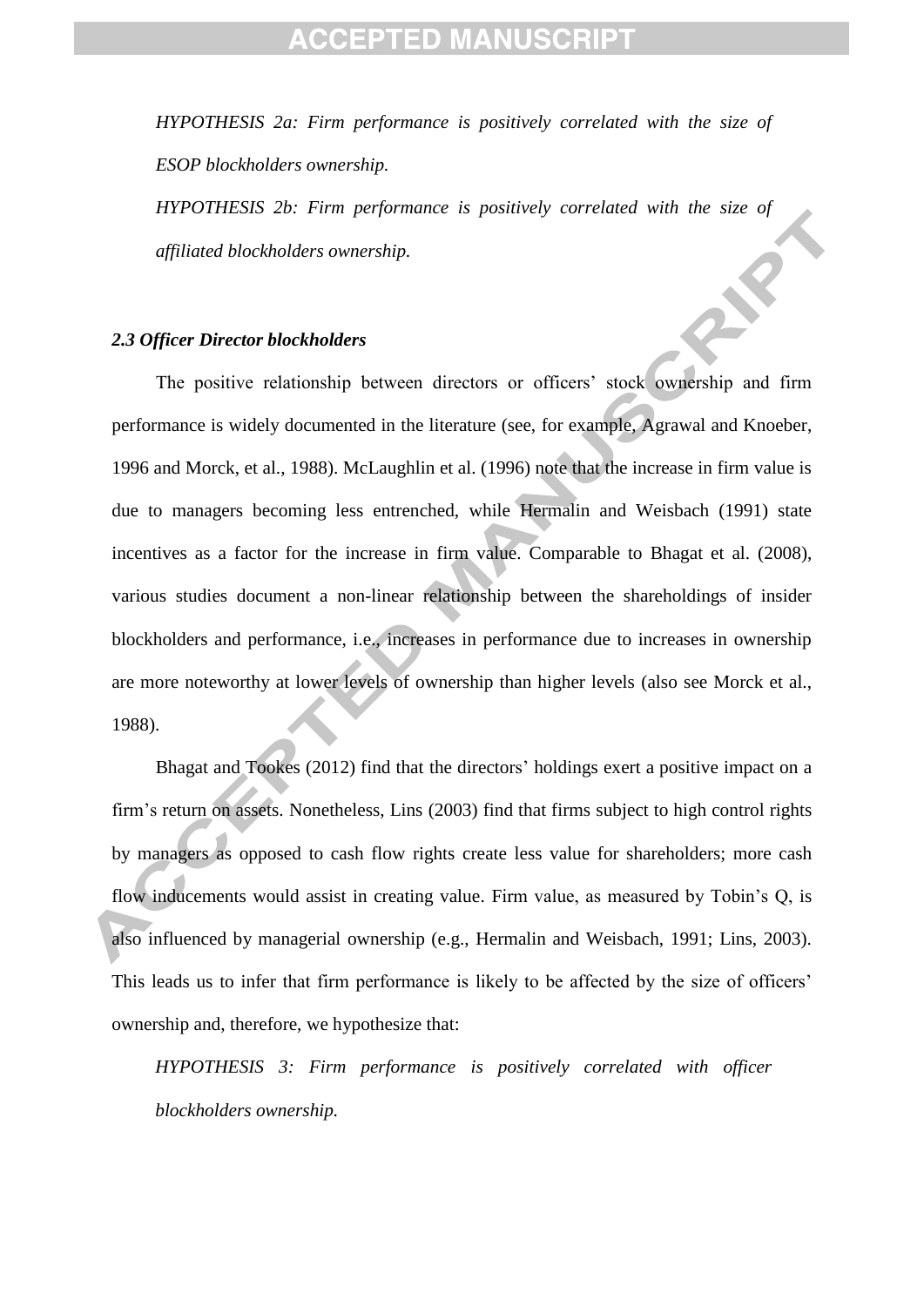*HYPOTHESIS 2a: Firm performance is positively correlated with the size of ESOP blockholders ownership.*

*HYPOTHESIS 2b: Firm performance is positively correlated with the size of affiliated blockholders ownership.*

### *2.3 Officer Director blockholders*

The positive relationship between directors or officers' stock ownership and firm performance is widely documented in the literature (see, for example, Agrawal and Knoeber, 1996 and Morck, et al., 1988). McLaughlin et al. (1996) note that the increase in firm value is due to managers becoming less entrenched, while Hermalin and Weisbach (1991) state incentives as a factor for the increase in firm value. Comparable to Bhagat et al. (2008), various studies document a non-linear relationship between the shareholdings of insider blockholders and performance, i.e., increases in performance due to increases in ownership are more noteworthy at lower levels of ownership than higher levels (also see Morck et al., 1988).

Bhagat and Tookes (2012) find that the directors' holdings exert a positive impact on a firm's return on assets. Nonetheless, Lins (2003) find that firms subject to high control rights by managers as opposed to cash flow rights create less value for shareholders; more cash flow inducements would assist in creating value. Firm value, as measured by Tobin's Q, is also influenced by managerial ownership (e.g., Hermalin and Weisbach, 1991; Lins, 2003). This leads us to infer that firm performance is likely to be affected by the size of officers' ownership and, therefore, we hypothesize that:

*HYPOTHESIS 3: Firm performance is positively correlated with officer blockholders ownership.*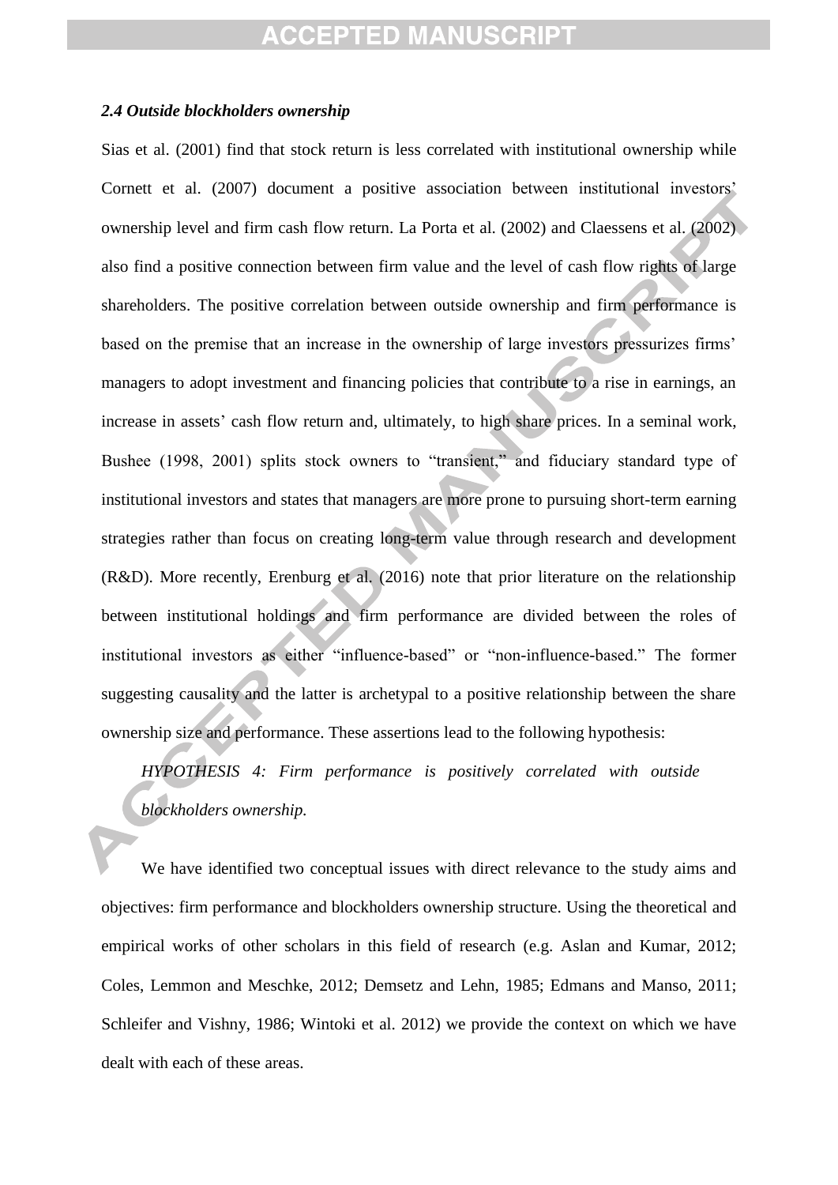### *2.4 Outside blockholders ownership*

Sias et al. (2001) find that stock return is less correlated with institutional ownership while Cornett et al. (2007) document a positive association between institutional investors' ownership level and firm cash flow return. La Porta et al. (2002) and Claessens et al. (2002) also find a positive connection between firm value and the level of cash flow rights of large shareholders. The positive correlation between outside ownership and firm performance is based on the premise that an increase in the ownership of large investors pressurizes firms' managers to adopt investment and financing policies that contribute to a rise in earnings, an increase in assets' cash flow return and, ultimately, to high share prices. In a seminal work, Bushee (1998, 2001) splits stock owners to "transient," and fiduciary standard type of institutional investors and states that managers are more prone to pursuing short-term earning strategies rather than focus on creating long-term value through research and development (R&D). More recently, Erenburg et al. (2016) note that prior literature on the relationship between institutional holdings and firm performance are divided between the roles of institutional investors as either "influence-based" or "non-influence-based." The former suggesting causality and the latter is archetypal to a positive relationship between the share ownership size and performance. These assertions lead to the following hypothesis:

*HYPOTHESIS 4: Firm performance is positively correlated with outside blockholders ownership.*

We have identified two conceptual issues with direct relevance to the study aims and objectives: firm performance and blockholders ownership structure. Using the theoretical and empirical works of other scholars in this field of research (e.g. Aslan and Kumar, 2012; Coles, Lemmon and Meschke, 2012; Demsetz and Lehn, 1985; Edmans and Manso, 2011; Schleifer and Vishny, 1986; Wintoki et al. 2012) we provide the context on which we have dealt with each of these areas.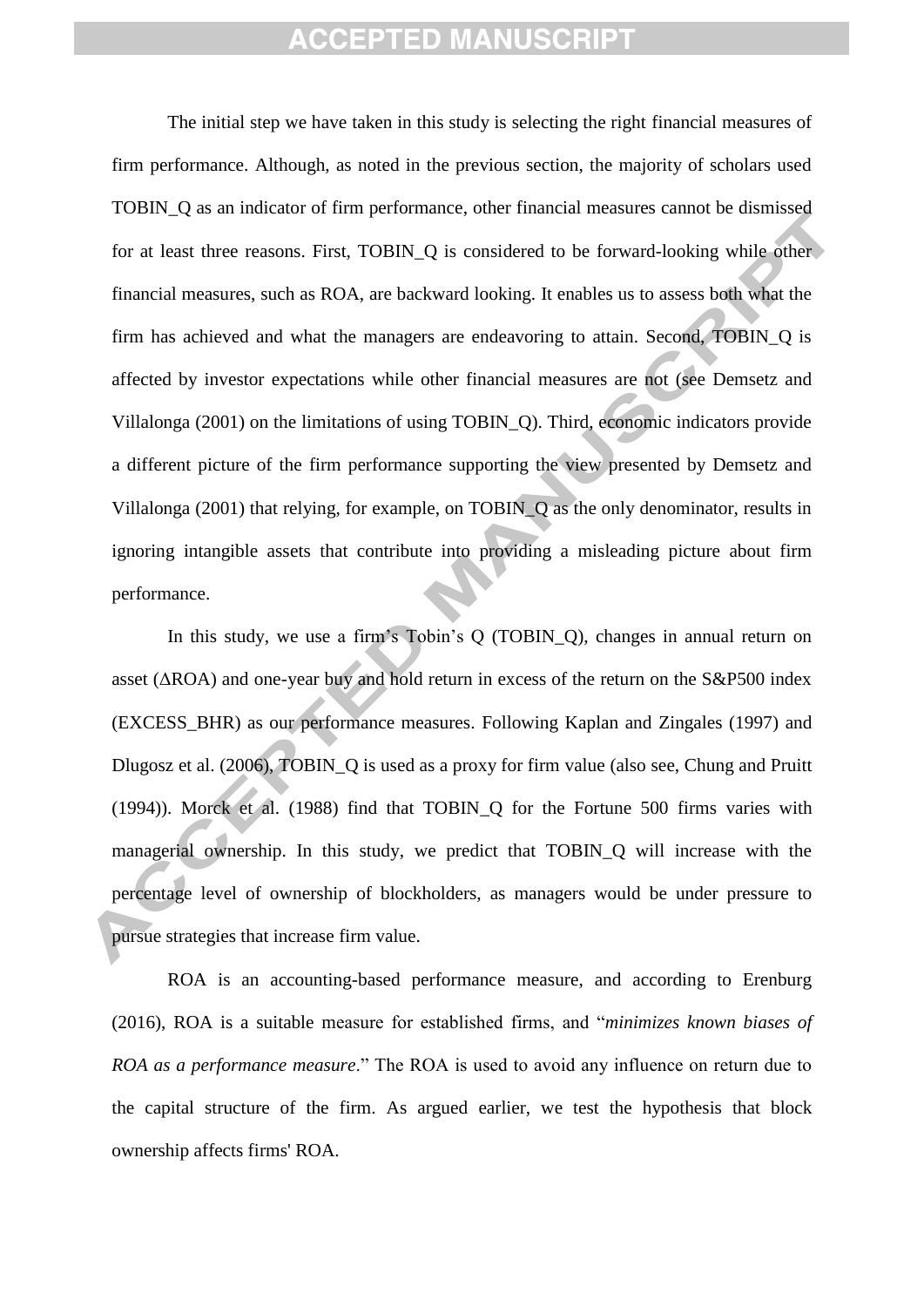The initial step we have taken in this study is selecting the right financial measures of firm performance. Although, as noted in the previous section, the majority of scholars used TOBIN_Q as an indicator of firm performance, other financial measures cannot be dismissed for at least three reasons. First, TOBIN_Q is considered to be forward-looking while other financial measures, such as ROA, are backward looking. It enables us to assess both what the firm has achieved and what the managers are endeavoring to attain. Second, TOBIN_Q is affected by investor expectations while other financial measures are not (see Demsetz and Villalonga (2001) on the limitations of using TOBIN_Q). Third, economic indicators provide a different picture of the firm performance supporting the view presented by Demsetz and Villalonga (2001) that relying, for example, on TOBIN_Q as the only denominator, results in ignoring intangible assets that contribute into providing a misleading picture about firm performance.

In this study, we use a firm's Tobin's Q (TOBIN_Q), changes in annual return on asset (ΔROA) and one-year buy and hold return in excess of the return on the S&P500 index (EXCESS_BHR) as our performance measures. Following Kaplan and Zingales (1997) and Dlugosz et al. (2006), TOBIN_Q is used as a proxy for firm value (also see, Chung and Pruitt (1994)). Morck et al. (1988) find that TOBIN_Q for the Fortune 500 firms varies with managerial ownership. In this study, we predict that TOBIN_Q will increase with the percentage level of ownership of blockholders, as managers would be under pressure to pursue strategies that increase firm value.

ROA is an accounting-based performance measure, and according to Erenburg (2016), ROA is a suitable measure for established firms, and "*minimizes known biases of ROA as a performance measure*." The ROA is used to avoid any influence on return due to the capital structure of the firm. As argued earlier, we test the hypothesis that block ownership affects firms' ROA.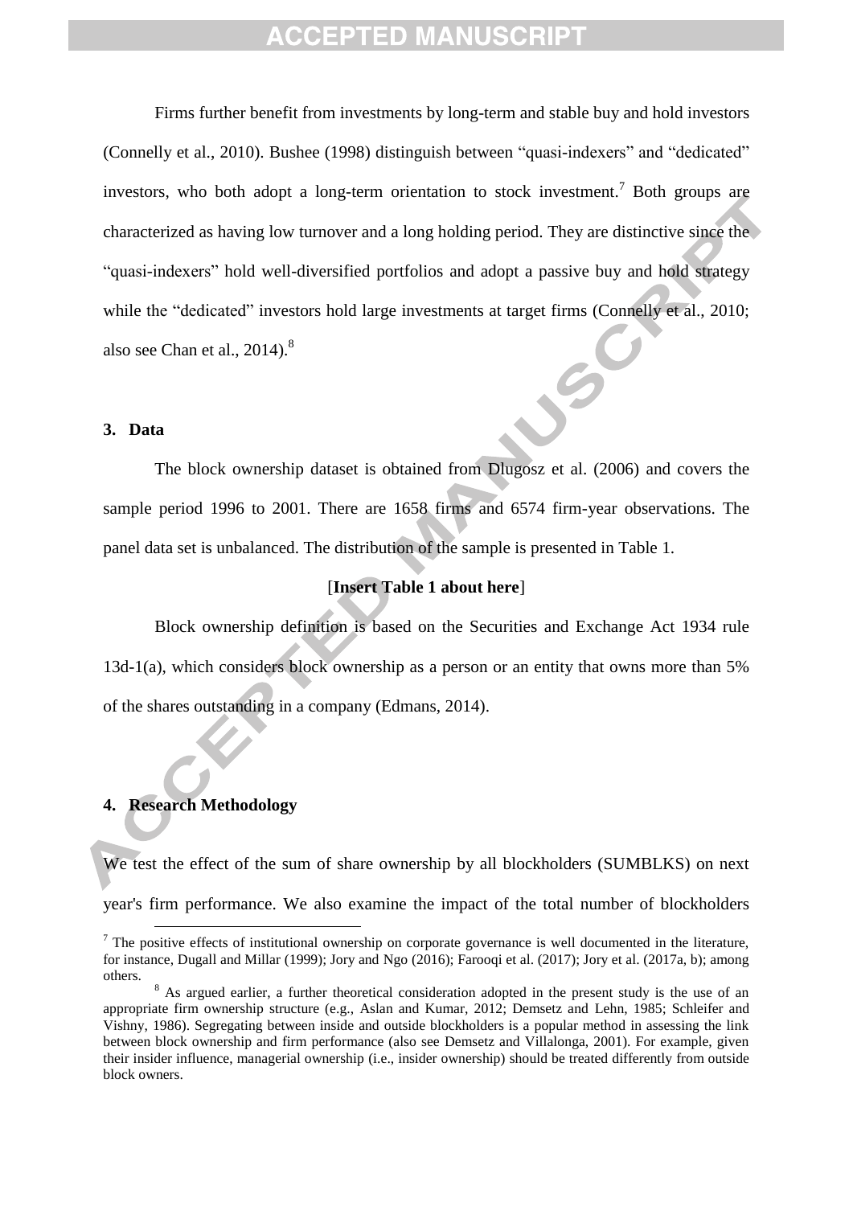Firms further benefit from investments by long-term and stable buy and hold investors (Connelly et al., 2010). Bushee (1998) distinguish between "quasi-indexers" and "dedicated" investors, who both adopt a long-term orientation to stock investment.[7] Both groups are characterized as having low turnover and a long holding period. They are distinctive since the "quasi-indexers" hold well-diversified portfolios and adopt a passive buy and hold strategy while the "dedicated" investors hold large investments at target firms (Connelly et al., 2010; also see Chan et al., 2014).[8]

## 3. Data

The block ownership dataset is obtained from Dlugosz et al. (2006) and covers the sample period 1996 to 2001. There are 1658 firms and 6574 firm-year observations. The panel data set is unbalanced. The distribution of the sample is presented in Table 1.

[**Insert Table 1 about here**]

Block ownership definition is based on the Securities and Exchange Act 1934 rule 13d-1(a), which considers block ownership as a person or an entity that owns more than 5% of the shares outstanding in a company (Edmans, 2014).

## 4. Research Methodology

We test the effect of the sum of share ownership by all blockholders (SUMBLKS) on next year's firm performance. We also examine the impact of the total number of blockholders

[7] The positive effects of institutional ownership on corporate governance is well documented in the literature, for instance, Dugall and Millar (1999); Jory and Ngo (2016); Farooqi et al. (2017); Jory et al. (2017a, b); among others.

[8] As argued earlier, a further theoretical consideration adopted in the present study is the use of an appropriate firm ownership structure (e.g., Aslan and Kumar, 2012; Demsetz and Lehn, 1985; Schleifer and Vishny, 1986). Segregating between inside and outside blockholders is a popular method in assessing the link between block ownership and firm performance (also see Demsetz and Villalonga, 2001). For example, given their insider influence, managerial ownership (i.e., insider ownership) should be treated differently from outside block owners.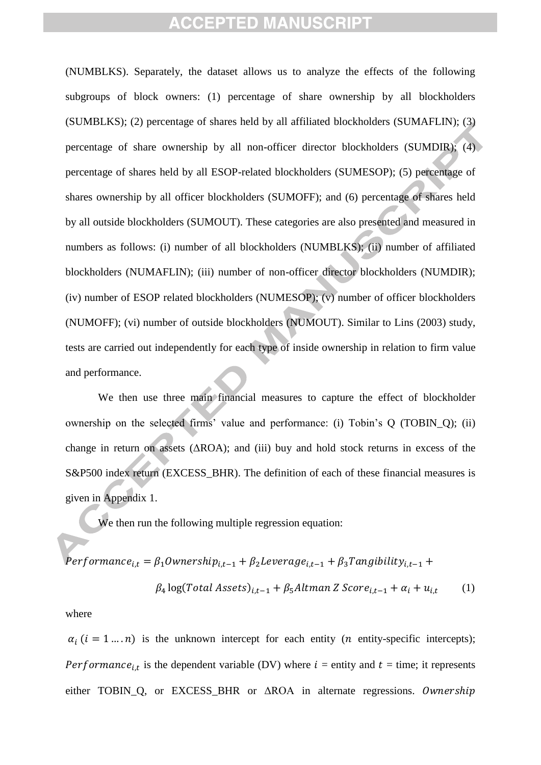(NUMBLKS). Separately, the dataset allows us to analyze the effects of the following subgroups of block owners: (1) percentage of share ownership by all blockholders (SUMBLKS); (2) percentage of shares held by all affiliated blockholders (SUMAFLIN); (3) percentage of share ownership by all non-officer director blockholders (SUMDIR); (4) percentage of shares held by all ESOP-related blockholders (SUMESOP); (5) percentage of shares ownership by all officer blockholders (SUMOFF); and (6) percentage of shares held by all outside blockholders (SUMOUT). These categories are also presented and measured in numbers as follows: (i) number of all blockholders (NUMBLKS); (ii) number of affiliated blockholders (NUMAFLIN); (iii) number of non-officer director blockholders (NUMDIR); (iv) number of ESOP related blockholders (NUMESOP); (v) number of officer blockholders (NUMOFF); (vi) number of outside blockholders (NUMOUT). Similar to Lins (2003) study, tests are carried out independently for each type of inside ownership in relation to firm value and performance.

We then use three main financial measures to capture the effect of blockholder ownership on the selected firms' value and performance: (i) Tobin's Q (TOBIN_Q); (ii) change in return on assets (ΔROA); and (iii) buy and hold stock returns in excess of the S&P500 index return (EXCESS_BHR). The definition of each of these financial measures is given in Appendix 1.

We then run the following multiple regression equation:

$$Performance_{i,t} = \beta_1 Ownership_{i,t-1} + \beta_2 Leverage_{i,t-1} + \beta_3 Tangibility_{i,t-1} + \beta_4 \log(Total\ Assets)_{i,t-1} + \beta_5 Altman\ Z\ Score_{i,t-1} + \alpha_i + u_{i,t} \qquad (1)$$

where

$\alpha_i\ (i = 1 \ldots . n)$ is the unknown intercept for each entity ($n$ entity-specific intercepts); $Performance_{i,t}$ is the dependent variable (DV) where $i$ = entity and $t$ = time; it represents either TOBIN_Q, or EXCESS_BHR or ΔROA in alternate regressions. $Ownership$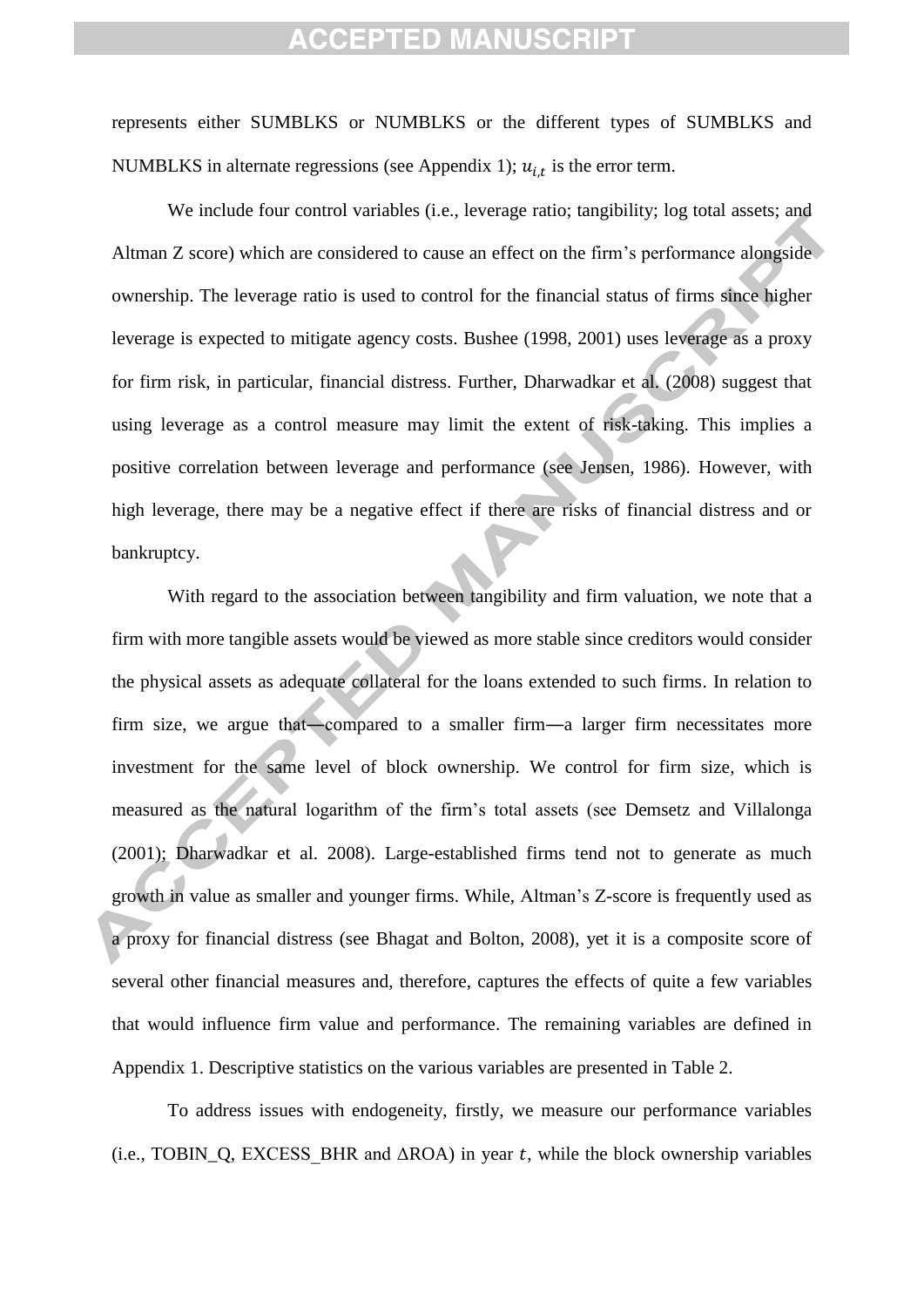represents either SUMBLKS or NUMBLKS or the different types of SUMBLKS and NUMBLKS in alternate regressions (see Appendix 1); $u_{i,t}$ is the error term.

We include four control variables (i.e., leverage ratio; tangibility; log total assets; and Altman Z score) which are considered to cause an effect on the firm's performance alongside ownership. The leverage ratio is used to control for the financial status of firms since higher leverage is expected to mitigate agency costs. Bushee (1998, 2001) uses leverage as a proxy for firm risk, in particular, financial distress. Further, Dharwadkar et al. (2008) suggest that using leverage as a control measure may limit the extent of risk-taking. This implies a positive correlation between leverage and performance (see Jensen, 1986). However, with high leverage, there may be a negative effect if there are risks of financial distress and or bankruptcy.

With regard to the association between tangibility and firm valuation, we note that a firm with more tangible assets would be viewed as more stable since creditors would consider the physical assets as adequate collateral for the loans extended to such firms. In relation to firm size, we argue that—compared to a smaller firm—a larger firm necessitates more investment for the same level of block ownership. We control for firm size, which is measured as the natural logarithm of the firm's total assets (see Demsetz and Villalonga (2001); Dharwadkar et al. 2008). Large-established firms tend not to generate as much growth in value as smaller and younger firms. While, Altman's Z-score is frequently used as a proxy for financial distress (see Bhagat and Bolton, 2008), yet it is a composite score of several other financial measures and, therefore, captures the effects of quite a few variables that would influence firm value and performance. The remaining variables are defined in Appendix 1. Descriptive statistics on the various variables are presented in Table 2.

To address issues with endogeneity, firstly, we measure our performance variables (i.e., TOBIN_Q, EXCESS_BHR and ΔROA) in year $t$, while the block ownership variables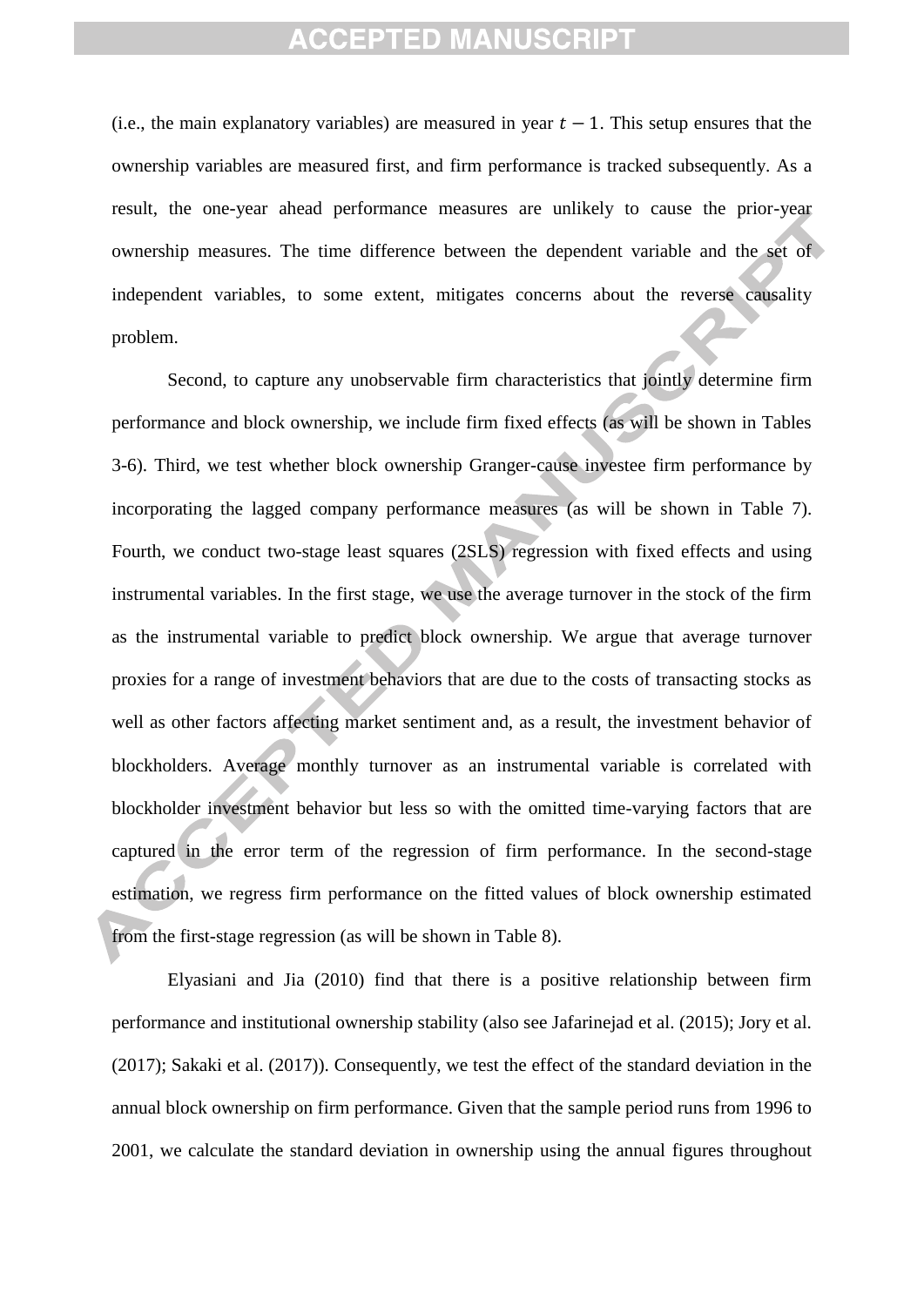(i.e., the main explanatory variables) are measured in year $t - 1$. This setup ensures that the ownership variables are measured first, and firm performance is tracked subsequently. As a result, the one-year ahead performance measures are unlikely to cause the prior-year ownership measures. The time difference between the dependent variable and the set of independent variables, to some extent, mitigates concerns about the reverse causality problem.

Second, to capture any unobservable firm characteristics that jointly determine firm performance and block ownership, we include firm fixed effects (as will be shown in Tables 3-6). Third, we test whether block ownership Granger-cause investee firm performance by incorporating the lagged company performance measures (as will be shown in Table 7). Fourth, we conduct two-stage least squares (2SLS) regression with fixed effects and using instrumental variables. In the first stage, we use the average turnover in the stock of the firm as the instrumental variable to predict block ownership. We argue that average turnover proxies for a range of investment behaviors that are due to the costs of transacting stocks as well as other factors affecting market sentiment and, as a result, the investment behavior of blockholders. Average monthly turnover as an instrumental variable is correlated with blockholder investment behavior but less so with the omitted time-varying factors that are captured in the error term of the regression of firm performance. In the second-stage estimation, we regress firm performance on the fitted values of block ownership estimated from the first-stage regression (as will be shown in Table 8).

Elyasiani and Jia (2010) find that there is a positive relationship between firm performance and institutional ownership stability (also see Jafarinejad et al. (2015); Jory et al. (2017); Sakaki et al. (2017)). Consequently, we test the effect of the standard deviation in the annual block ownership on firm performance. Given that the sample period runs from 1996 to 2001, we calculate the standard deviation in ownership using the annual figures throughout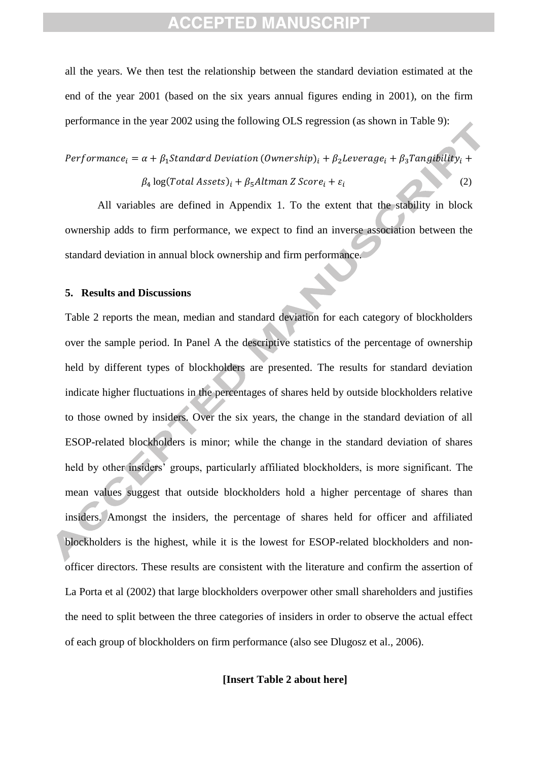all the years. We then test the relationship between the standard deviation estimated at the end of the year 2001 (based on the six years annual figures ending in 2001), on the firm performance in the year 2002 using the following OLS regression (as shown in Table 9):

$$Performance_i = \alpha + \beta_1 Standard\ Deviation\ (Ownership)_i + \beta_2 Leverage_i + \beta_3 Tangibility_i + \beta_4 \log(Total\ Assets)_i + \beta_5 Altman\ Z\ Score_i + \varepsilon_i \quad (2)$$

All variables are defined in Appendix 1. To the extent that the stability in block ownership adds to firm performance, we expect to find an inverse association between the standard deviation in annual block ownership and firm performance.

## 5. Results and Discussions

Table 2 reports the mean, median and standard deviation for each category of blockholders over the sample period. In Panel A the descriptive statistics of the percentage of ownership held by different types of blockholders are presented. The results for standard deviation indicate higher fluctuations in the percentages of shares held by outside blockholders relative to those owned by insiders. Over the six years, the change in the standard deviation of all ESOP-related blockholders is minor; while the change in the standard deviation of shares held by other insiders' groups, particularly affiliated blockholders, is more significant. The mean values suggest that outside blockholders hold a higher percentage of shares than insiders. Amongst the insiders, the percentage of shares held for officer and affiliated blockholders is the highest, while it is the lowest for ESOP-related blockholders and non-officer directors. These results are consistent with the literature and confirm the assertion of La Porta et al (2002) that large blockholders overpower other small shareholders and justifies the need to split between the three categories of insiders in order to observe the actual effect of each group of blockholders on firm performance (also see Dlugosz et al., 2006).

**[Insert Table 2 about here]**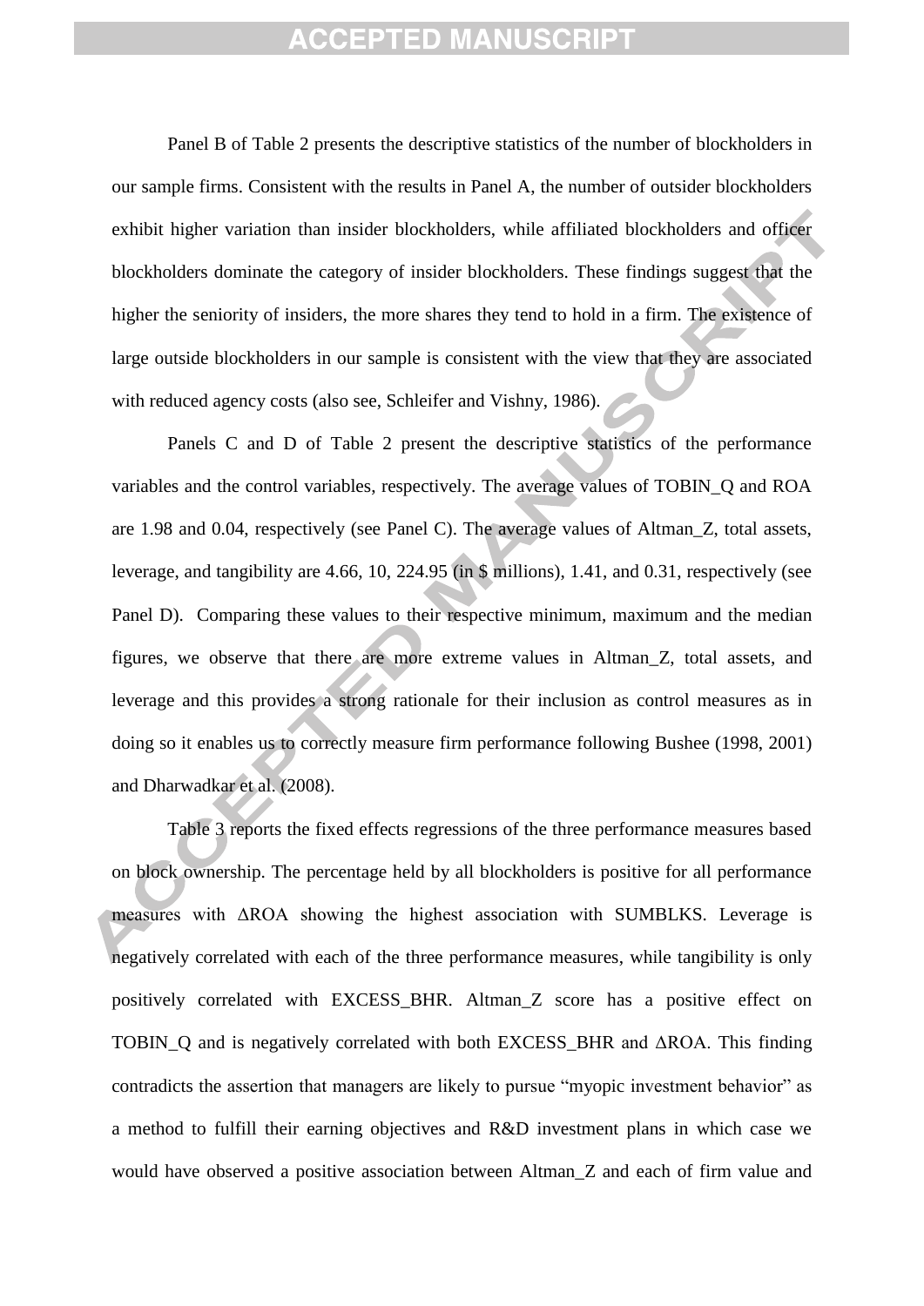Panel B of Table 2 presents the descriptive statistics of the number of blockholders in our sample firms. Consistent with the results in Panel A, the number of outsider blockholders exhibit higher variation than insider blockholders, while affiliated blockholders and officer blockholders dominate the category of insider blockholders. These findings suggest that the higher the seniority of insiders, the more shares they tend to hold in a firm. The existence of large outside blockholders in our sample is consistent with the view that they are associated with reduced agency costs (also see, Schleifer and Vishny, 1986).

Panels C and D of Table 2 present the descriptive statistics of the performance variables and the control variables, respectively. The average values of TOBIN_Q and ROA are 1.98 and 0.04, respectively (see Panel C). The average values of Altman_Z, total assets, leverage, and tangibility are 4.66, 10, 224.95 (in $ millions), 1.41, and 0.31, respectively (see Panel D). Comparing these values to their respective minimum, maximum and the median figures, we observe that there are more extreme values in Altman_Z, total assets, and leverage and this provides a strong rationale for their inclusion as control measures as in doing so it enables us to correctly measure firm performance following Bushee (1998, 2001) and Dharwadkar et al. (2008).

Table 3 reports the fixed effects regressions of the three performance measures based on block ownership. The percentage held by all blockholders is positive for all performance measures with ΔROA showing the highest association with SUMBLKS. Leverage is negatively correlated with each of the three performance measures, while tangibility is only positively correlated with EXCESS_BHR. Altman_Z score has a positive effect on TOBIN_Q and is negatively correlated with both EXCESS_BHR and ΔROA. This finding contradicts the assertion that managers are likely to pursue "myopic investment behavior" as a method to fulfill their earning objectives and R&D investment plans in which case we would have observed a positive association between Altman_Z and each of firm value and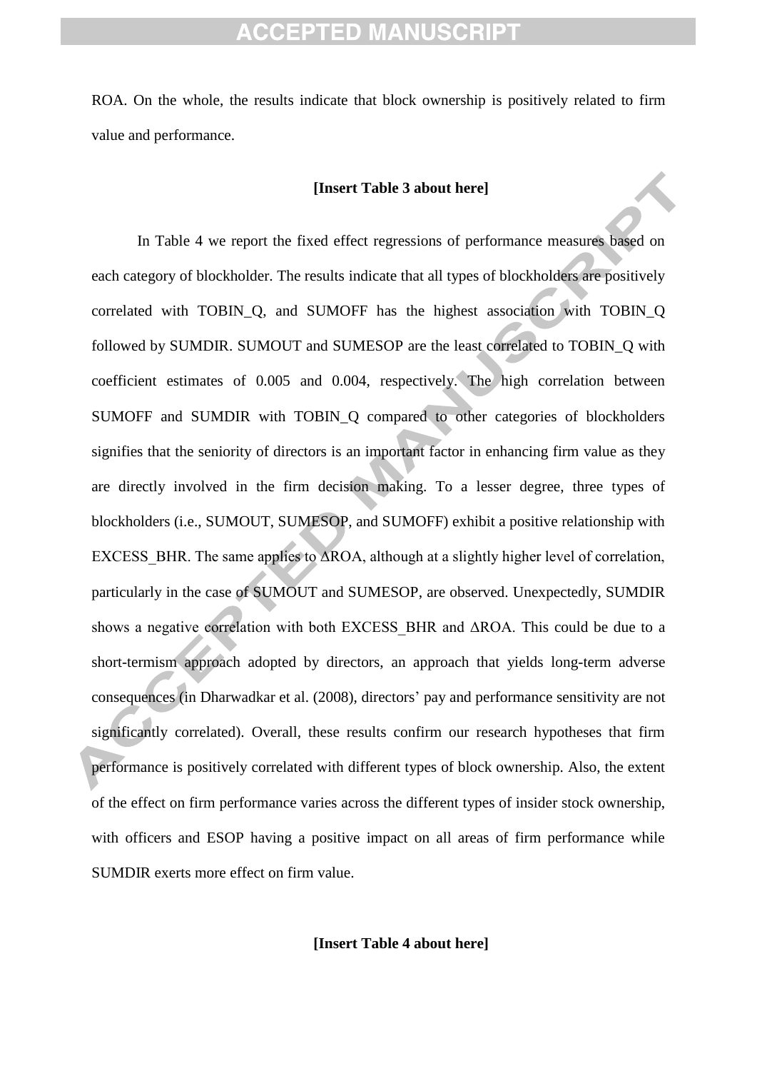ROA. On the whole, the results indicate that block ownership is positively related to firm value and performance.

**[Insert Table 3 about here]**

In Table 4 we report the fixed effect regressions of performance measures based on each category of blockholder. The results indicate that all types of blockholders are positively correlated with TOBIN_Q, and SUMOFF has the highest association with TOBIN_Q followed by SUMDIR. SUMOUT and SUMESOP are the least correlated to TOBIN_Q with coefficient estimates of 0.005 and 0.004, respectively. The high correlation between SUMOFF and SUMDIR with TOBIN_Q compared to other categories of blockholders signifies that the seniority of directors is an important factor in enhancing firm value as they are directly involved in the firm decision making. To a lesser degree, three types of blockholders (i.e., SUMOUT, SUMESOP, and SUMOFF) exhibit a positive relationship with EXCESS_BHR. The same applies to ΔROA, although at a slightly higher level of correlation, particularly in the case of SUMOUT and SUMESOP, are observed. Unexpectedly, SUMDIR shows a negative correlation with both EXCESS_BHR and ΔROA. This could be due to a short-termism approach adopted by directors, an approach that yields long-term adverse consequences (in Dharwadkar et al. (2008), directors' pay and performance sensitivity are not significantly correlated). Overall, these results confirm our research hypotheses that firm performance is positively correlated with different types of block ownership. Also, the extent of the effect on firm performance varies across the different types of insider stock ownership, with officers and ESOP having a positive impact on all areas of firm performance while SUMDIR exerts more effect on firm value.

**[Insert Table 4 about here]**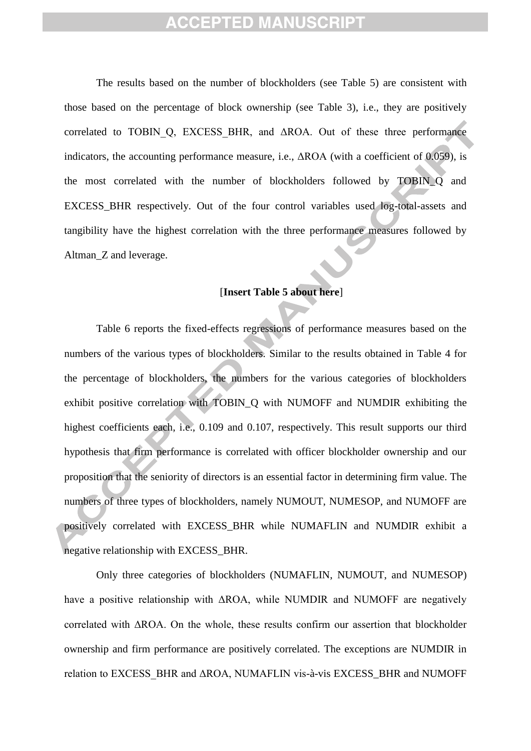The results based on the number of blockholders (see Table 5) are consistent with those based on the percentage of block ownership (see Table 3), i.e., they are positively correlated to TOBIN_Q, EXCESS_BHR, and ΔROA. Out of these three performance indicators, the accounting performance measure, i.e., ΔROA (with a coefficient of 0.059), is the most correlated with the number of blockholders followed by TOBIN_Q and EXCESS_BHR respectively. Out of the four control variables used log-total-assets and tangibility have the highest correlation with the three performance measures followed by Altman_Z and leverage.

[**Insert Table 5 about here**]

Table 6 reports the fixed-effects regressions of performance measures based on the numbers of the various types of blockholders. Similar to the results obtained in Table 4 for the percentage of blockholders, the numbers for the various categories of blockholders exhibit positive correlation with TOBIN_Q with NUMOFF and NUMDIR exhibiting the highest coefficients each, i.e., 0.109 and 0.107, respectively. This result supports our third hypothesis that firm performance is correlated with officer blockholder ownership and our proposition that the seniority of directors is an essential factor in determining firm value. The numbers of three types of blockholders, namely NUMOUT, NUMESOP, and NUMOFF are positively correlated with EXCESS_BHR while NUMAFLIN and NUMDIR exhibit a negative relationship with EXCESS_BHR.

Only three categories of blockholders (NUMAFLIN, NUMOUT, and NUMESOP) have a positive relationship with ΔROA, while NUMDIR and NUMOFF are negatively correlated with ΔROA. On the whole, these results confirm our assertion that blockholder ownership and firm performance are positively correlated. The exceptions are NUMDIR in relation to EXCESS_BHR and ΔROA, NUMAFLIN vis-à-vis EXCESS_BHR and NUMOFF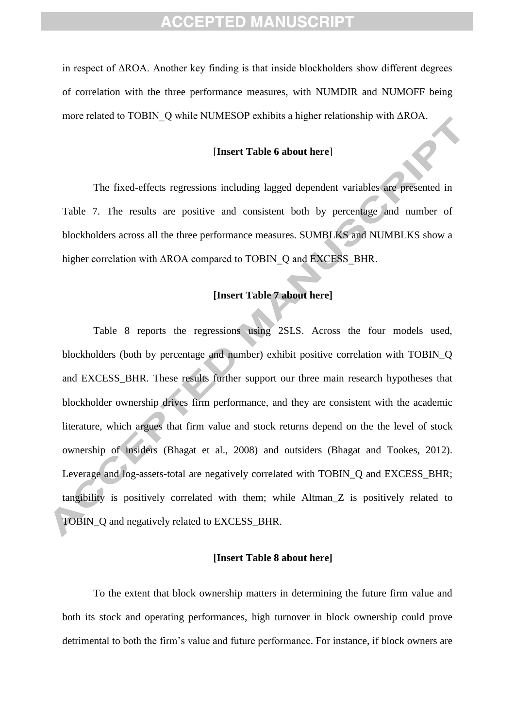in respect of ΔROA. Another key finding is that inside blockholders show different degrees of correlation with the three performance measures, with NUMDIR and NUMOFF being more related to TOBIN_Q while NUMESOP exhibits a higher relationship with ΔROA.

[**Insert Table 6 about here**]

The fixed-effects regressions including lagged dependent variables are presented in Table 7. The results are positive and consistent both by percentage and number of blockholders across all the three performance measures. SUMBLKS and NUMBLKS show a higher correlation with ΔROA compared to TOBIN_Q and EXCESS_BHR.

**[Insert Table 7 about here]**

Table 8 reports the regressions using 2SLS. Across the four models used, blockholders (both by percentage and number) exhibit positive correlation with TOBIN_Q and EXCESS_BHR. These results further support our three main research hypotheses that blockholder ownership drives firm performance, and they are consistent with the academic literature, which argues that firm value and stock returns depend on the the level of stock ownership of insiders (Bhagat et al., 2008) and outsiders (Bhagat and Tookes, 2012). Leverage and log-assets-total are negatively correlated with TOBIN_Q and EXCESS_BHR; tangibility is positively correlated with them; while Altman_Z is positively related to TOBIN_Q and negatively related to EXCESS_BHR.

**[Insert Table 8 about here]**

To the extent that block ownership matters in determining the future firm value and both its stock and operating performances, high turnover in block ownership could prove detrimental to both the firm's value and future performance. For instance, if block owners are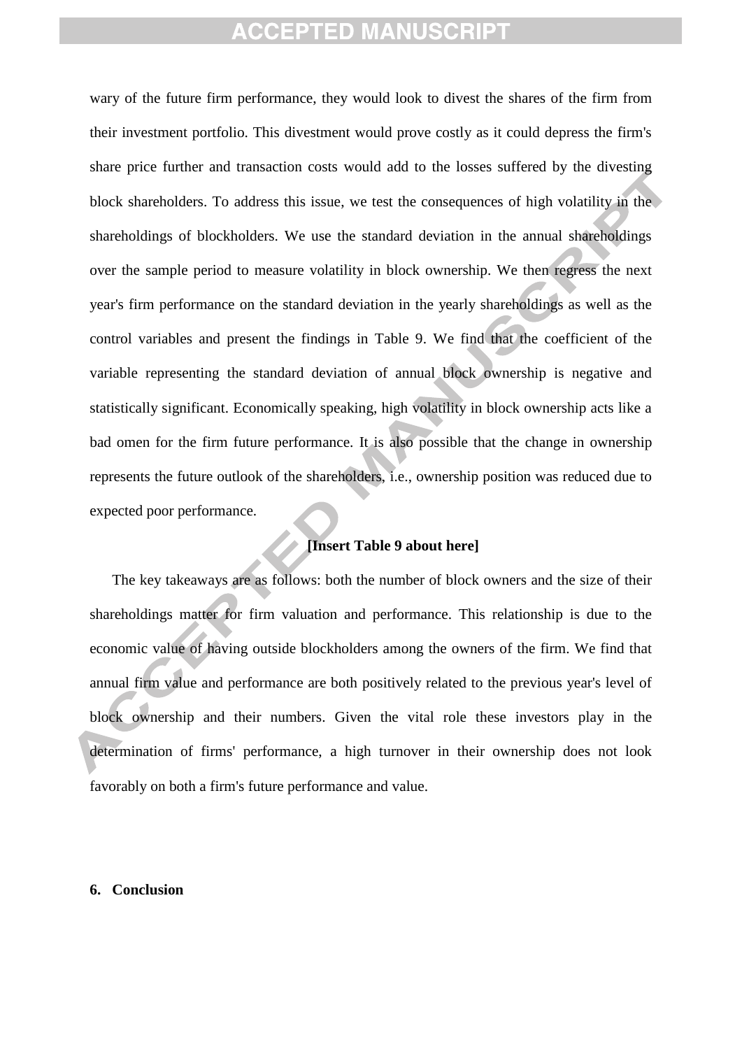wary of the future firm performance, they would look to divest the shares of the firm from their investment portfolio. This divestment would prove costly as it could depress the firm's share price further and transaction costs would add to the losses suffered by the divesting block shareholders. To address this issue, we test the consequences of high volatility in the shareholdings of blockholders. We use the standard deviation in the annual shareholdings over the sample period to measure volatility in block ownership. We then regress the next year's firm performance on the standard deviation in the yearly shareholdings as well as the control variables and present the findings in Table 9. We find that the coefficient of the variable representing the standard deviation of annual block ownership is negative and statistically significant. Economically speaking, high volatility in block ownership acts like a bad omen for the firm future performance. It is also possible that the change in ownership represents the future outlook of the shareholders, i.e., ownership position was reduced due to expected poor performance.

**[Insert Table 9 about here]**

The key takeaways are as follows: both the number of block owners and the size of their shareholdings matter for firm valuation and performance. This relationship is due to the economic value of having outside blockholders among the owners of the firm. We find that annual firm value and performance are both positively related to the previous year's level of block ownership and their numbers. Given the vital role these investors play in the determination of firms' performance, a high turnover in their ownership does not look favorably on both a firm's future performance and value.

## 6. Conclusion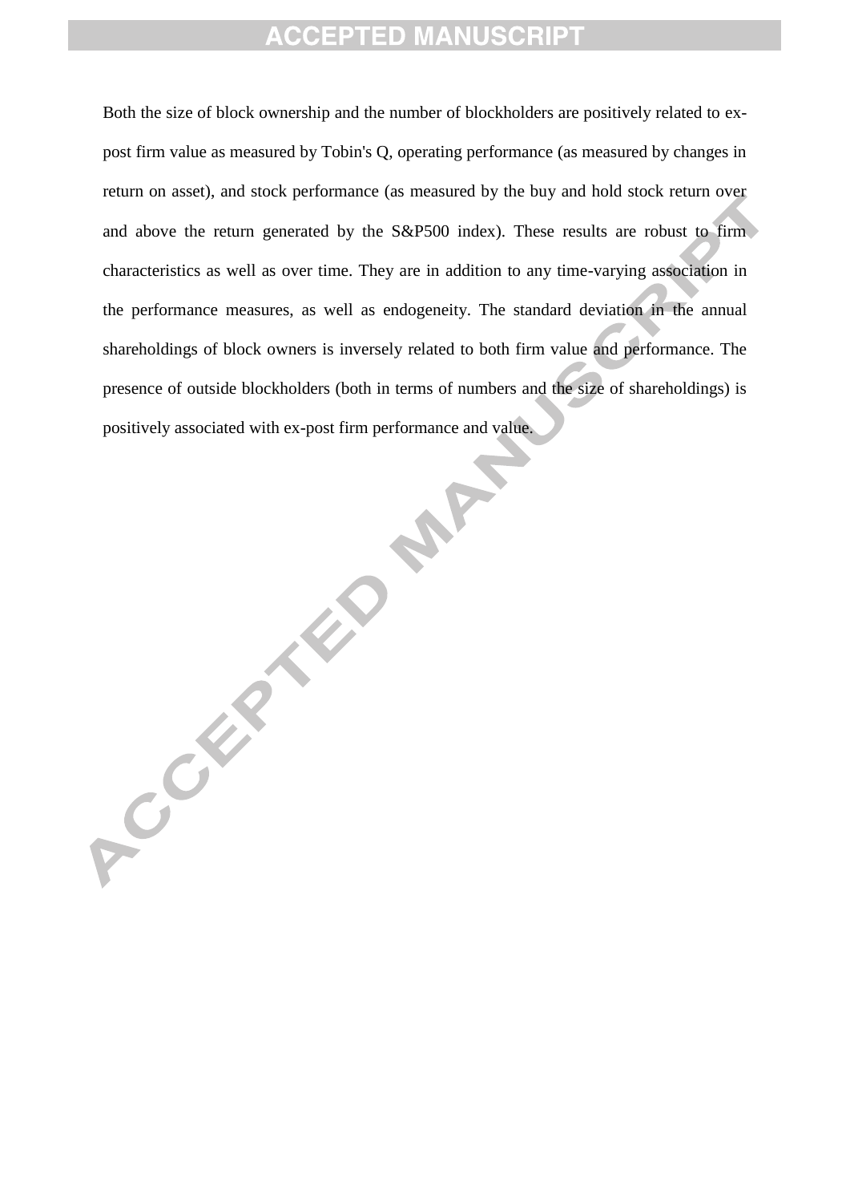Both the size of block ownership and the number of blockholders are positively related to ex-post firm value as measured by Tobin's Q, operating performance (as measured by changes in return on asset), and stock performance (as measured by the buy and hold stock return over and above the return generated by the S&P500 index). These results are robust to firm characteristics as well as over time. They are in addition to any time-varying association in the performance measures, as well as endogeneity. The standard deviation in the annual shareholdings of block owners is inversely related to both firm value and performance. The presence of outside blockholders (both in terms of numbers and the size of shareholdings) is positively associated with ex-post firm performance and value.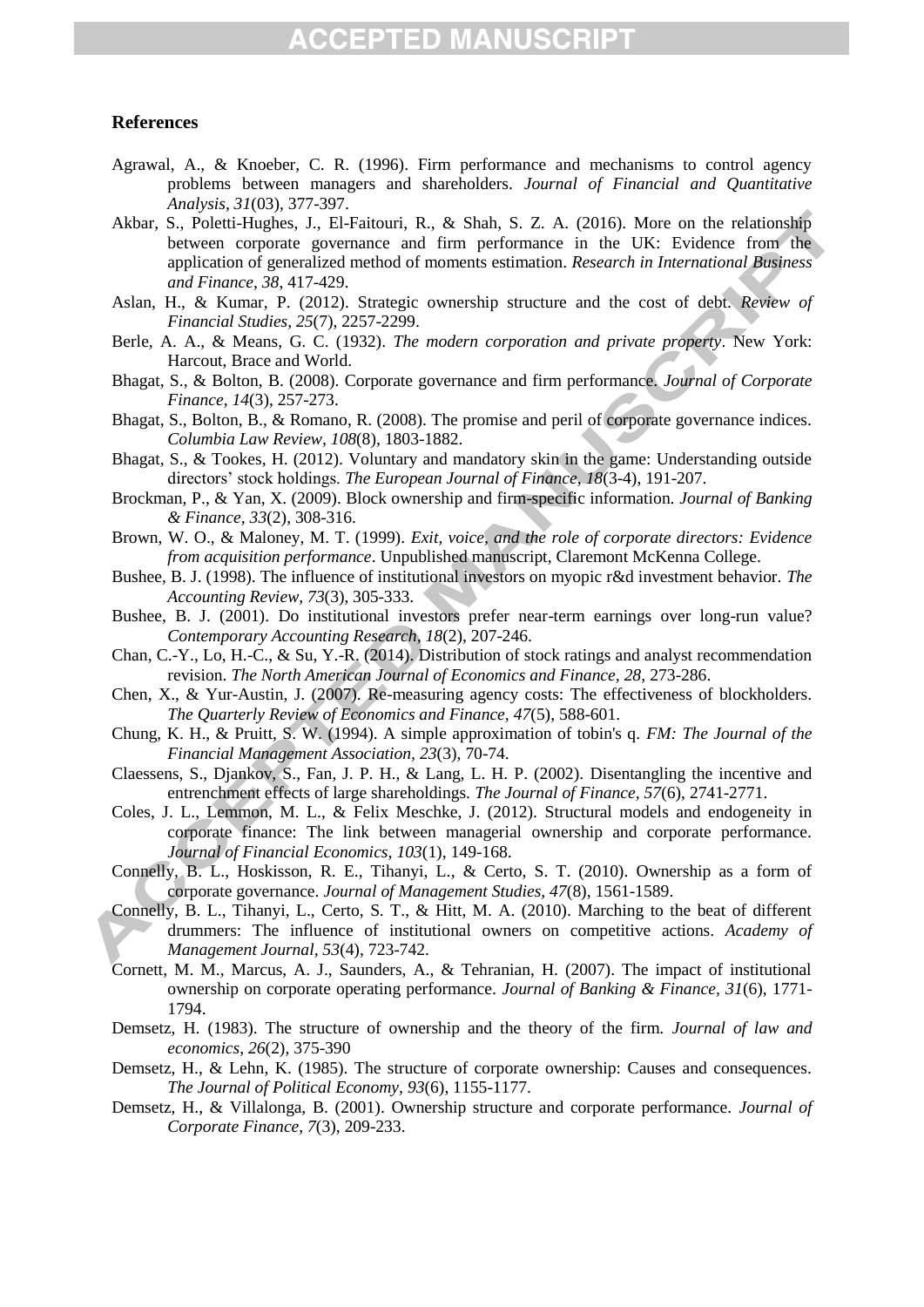## References

Agrawal, A., & Knoeber, C. R. (1996). Firm performance and mechanisms to control agency problems between managers and shareholders. *Journal of Financial and Quantitative Analysis, 31*(03), 377-397.

Akbar, S., Poletti-Hughes, J., El-Faitouri, R., & Shah, S. Z. A. (2016). More on the relationship between corporate governance and firm performance in the UK: Evidence from the application of generalized method of moments estimation. *Research in International Business and Finance, 38*, 417-429.

Aslan, H., & Kumar, P. (2012). Strategic ownership structure and the cost of debt. *Review of Financial Studies, 25*(7), 2257-2299.

Berle, A. A., & Means, G. C. (1932). *The modern corporation and private property*. New York: Harcout, Brace and World.

Bhagat, S., & Bolton, B. (2008). Corporate governance and firm performance. *Journal of Corporate Finance, 14*(3), 257-273.

Bhagat, S., Bolton, B., & Romano, R. (2008). The promise and peril of corporate governance indices. *Columbia Law Review, 108*(8), 1803-1882.

Bhagat, S., & Tookes, H. (2012). Voluntary and mandatory skin in the game: Understanding outside directors' stock holdings. *The European Journal of Finance, 18*(3-4), 191-207.

Brockman, P., & Yan, X. (2009). Block ownership and firm-specific information. *Journal of Banking & Finance, 33*(2), 308-316.

Brown, W. O., & Maloney, M. T. (1999). *Exit, voice, and the role of corporate directors: Evidence from acquisition performance*. Unpublished manuscript, Claremont McKenna College.

Bushee, B. J. (1998). The influence of institutional investors on myopic r&d investment behavior. *The Accounting Review, 73*(3), 305-333.

Bushee, B. J. (2001). Do institutional investors prefer near-term earnings over long-run value? *Contemporary Accounting Research, 18*(2), 207-246.

Chan, C.-Y., Lo, H.-C., & Su, Y.-R. (2014). Distribution of stock ratings and analyst recommendation revision. *The North American Journal of Economics and Finance, 28*, 273-286.

Chen, X., & Yur-Austin, J. (2007). Re-measuring agency costs: The effectiveness of blockholders. *The Quarterly Review of Economics and Finance, 47*(5), 588-601.

Chung, K. H., & Pruitt, S. W. (1994). A simple approximation of tobin's q. *FM: The Journal of the Financial Management Association, 23*(3), 70-74.

Claessens, S., Djankov, S., Fan, J. P. H., & Lang, L. H. P. (2002). Disentangling the incentive and entrenchment effects of large shareholdings. *The Journal of Finance, 57*(6), 2741-2771.

Coles, J. L., Lemmon, M. L., & Felix Meschke, J. (2012). Structural models and endogeneity in corporate finance: The link between managerial ownership and corporate performance. *Journal of Financial Economics, 103*(1), 149-168.

Connelly, B. L., Hoskisson, R. E., Tihanyi, L., & Certo, S. T. (2010). Ownership as a form of corporate governance. *Journal of Management Studies, 47*(8), 1561-1589.

Connelly, B. L., Tihanyi, L., Certo, S. T., & Hitt, M. A. (2010). Marching to the beat of different drummers: The influence of institutional owners on competitive actions. *Academy of Management Journal, 53*(4), 723-742.

Cornett, M. M., Marcus, A. J., Saunders, A., & Tehranian, H. (2007). The impact of institutional ownership on corporate operating performance. *Journal of Banking & Finance, 31*(6), 1771-1794.

Demsetz, H. (1983). The structure of ownership and the theory of the firm. *Journal of law and economics, 26*(2), 375-390

Demsetz, H., & Lehn, K. (1985). The structure of corporate ownership: Causes and consequences. *The Journal of Political Economy, 93*(6), 1155-1177.

Demsetz, H., & Villalonga, B. (2001). Ownership structure and corporate performance. *Journal of Corporate Finance, 7*(3), 209-233.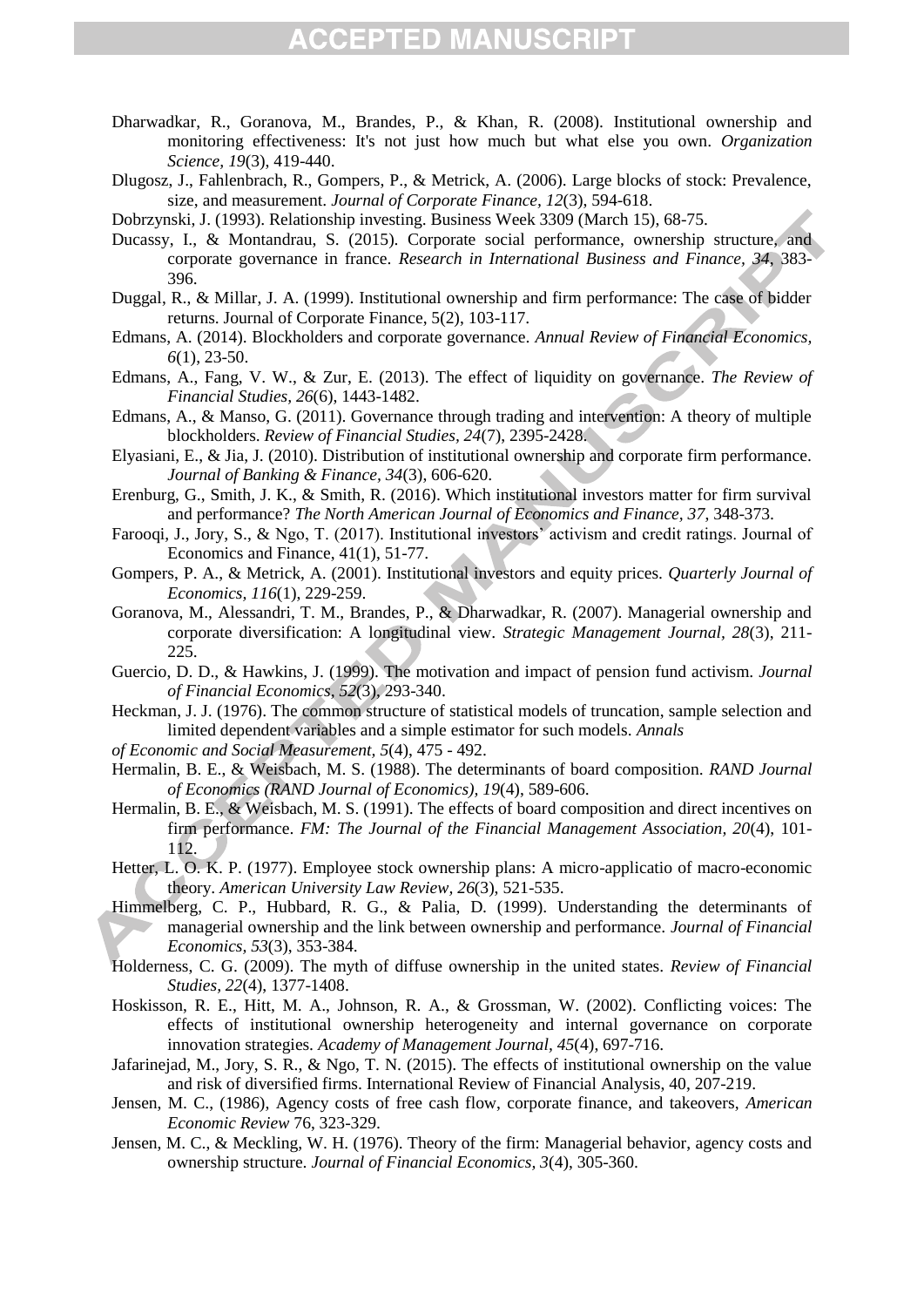Dharwadkar, R., Goranova, M., Brandes, P., & Khan, R. (2008). Institutional ownership and monitoring effectiveness: It's not just how much but what else you own. *Organization Science, 19*(3), 419-440.

Dlugosz, J., Fahlenbrach, R., Gompers, P., & Metrick, A. (2006). Large blocks of stock: Prevalence, size, and measurement. *Journal of Corporate Finance, 12*(3), 594-618.

Dobrzynski, J. (1993). Relationship investing. Business Week 3309 (March 15), 68-75.

Ducassy, I., & Montandrau, S. (2015). Corporate social performance, ownership structure, and corporate governance in france. *Research in International Business and Finance, 34*, 383-396.

Duggal, R., & Millar, J. A. (1999). Institutional ownership and firm performance: The case of bidder returns. Journal of Corporate Finance, 5(2), 103-117.

Edmans, A. (2014). Blockholders and corporate governance. *Annual Review of Financial Economics, 6*(1), 23-50.

Edmans, A., Fang, V. W., & Zur, E. (2013). The effect of liquidity on governance. *The Review of Financial Studies, 26*(6), 1443-1482.

Edmans, A., & Manso, G. (2011). Governance through trading and intervention: A theory of multiple blockholders. *Review of Financial Studies, 24*(7), 2395-2428.

Elyasiani, E., & Jia, J. (2010). Distribution of institutional ownership and corporate firm performance. *Journal of Banking & Finance, 34*(3), 606-620.

Erenburg, G., Smith, J. K., & Smith, R. (2016). Which institutional investors matter for firm survival and performance? *The North American Journal of Economics and Finance, 37*, 348-373.

Farooqi, J., Jory, S., & Ngo, T. (2017). Institutional investors' activism and credit ratings. Journal of Economics and Finance, 41(1), 51-77.

Gompers, P. A., & Metrick, A. (2001). Institutional investors and equity prices. *Quarterly Journal of Economics, 116*(1), 229-259.

Goranova, M., Alessandri, T. M., Brandes, P., & Dharwadkar, R. (2007). Managerial ownership and corporate diversification: A longitudinal view. *Strategic Management Journal, 28*(3), 211-225.

Guercio, D. D., & Hawkins, J. (1999). The motivation and impact of pension fund activism. *Journal of Financial Economics, 52*(3), 293-340.

Heckman, J. J. (1976). The common structure of statistical models of truncation, sample selection and limited dependent variables and a simple estimator for such models. *Annals of Economic and Social Measurement, 5*(4), 475 - 492.

Hermalin, B. E., & Weisbach, M. S. (1988). The determinants of board composition. *RAND Journal of Economics (RAND Journal of Economics), 19*(4), 589-606.

Hermalin, B. E., & Weisbach, M. S. (1991). The effects of board composition and direct incentives on firm performance. *FM: The Journal of the Financial Management Association, 20*(4), 101-112.

Hetter, L. O. K. P. (1977). Employee stock ownership plans: A micro-applicatio of macro-economic theory. *American University Law Review, 26*(3), 521-535.

Himmelberg, C. P., Hubbard, R. G., & Palia, D. (1999). Understanding the determinants of managerial ownership and the link between ownership and performance. *Journal of Financial Economics, 53*(3), 353-384.

Holderness, C. G. (2009). The myth of diffuse ownership in the united states. *Review of Financial Studies, 22*(4), 1377-1408.

Hoskisson, R. E., Hitt, M. A., Johnson, R. A., & Grossman, W. (2002). Conflicting voices: The effects of institutional ownership heterogeneity and internal governance on corporate innovation strategies. *Academy of Management Journal, 45*(4), 697-716.

Jafarinejad, M., Jory, S. R., & Ngo, T. N. (2015). The effects of institutional ownership on the value and risk of diversified firms. International Review of Financial Analysis, 40, 207-219.

Jensen, M. C., (1986), Agency costs of free cash flow, corporate finance, and takeovers, *American Economic Review* 76, 323-329.

Jensen, M. C., & Meckling, W. H. (1976). Theory of the firm: Managerial behavior, agency costs and ownership structure. *Journal of Financial Economics, 3*(4), 305-360.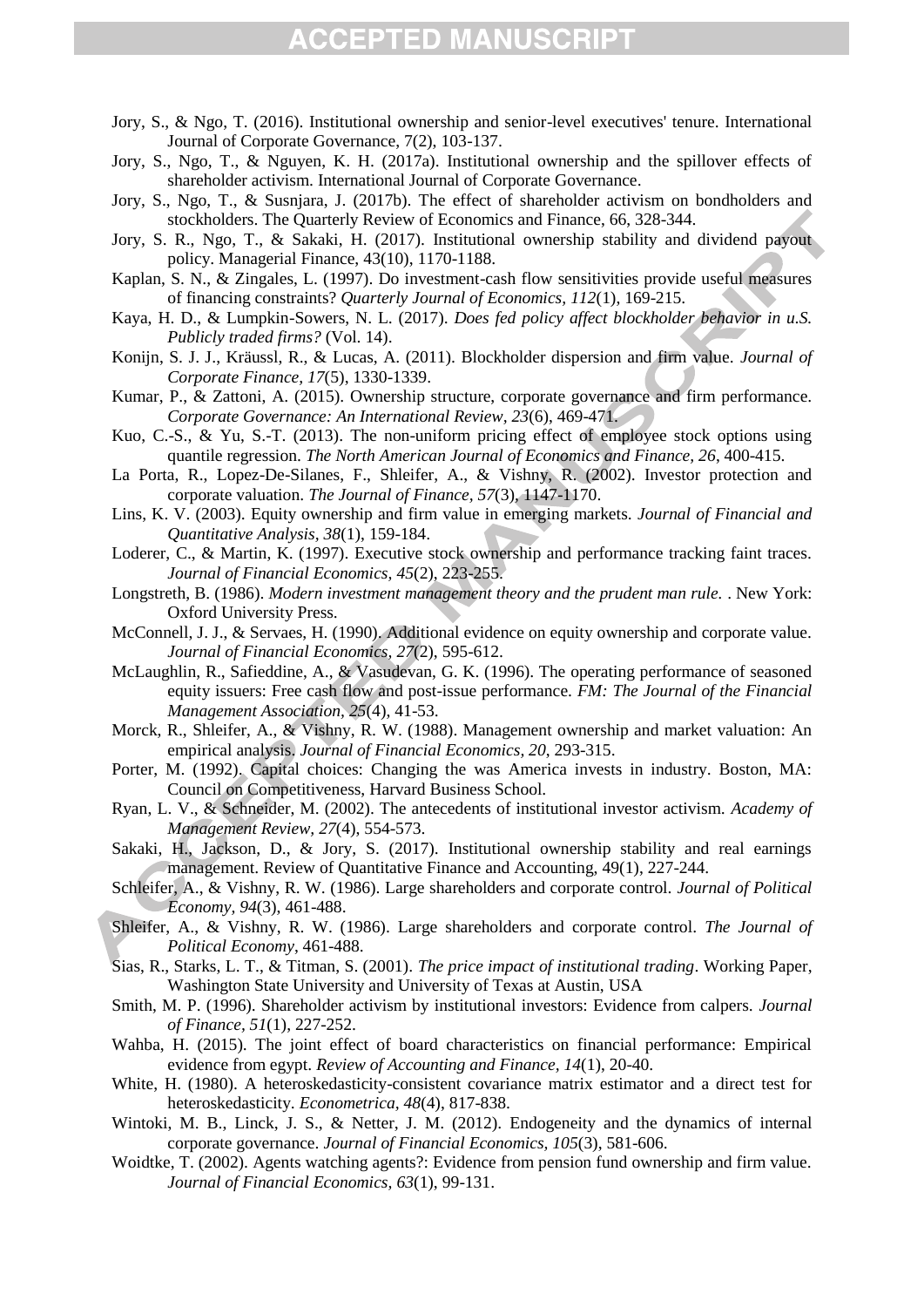Jory, S., & Ngo, T. (2016). Institutional ownership and senior-level executives' tenure. International Journal of Corporate Governance, 7(2), 103-137.

Jory, S., Ngo, T., & Nguyen, K. H. (2017a). Institutional ownership and the spillover effects of shareholder activism. International Journal of Corporate Governance.

Jory, S., Ngo, T., & Susnjara, J. (2017b). The effect of shareholder activism on bondholders and stockholders. The Quarterly Review of Economics and Finance, 66, 328-344.

Jory, S. R., Ngo, T., & Sakaki, H. (2017). Institutional ownership stability and dividend payout policy. Managerial Finance, 43(10), 1170-1188.

Kaplan, S. N., & Zingales, L. (1997). Do investment-cash flow sensitivities provide useful measures of financing constraints? *Quarterly Journal of Economics, 112*(1), 169-215.

Kaya, H. D., & Lumpkin-Sowers, N. L. (2017). *Does fed policy affect blockholder behavior in u.S. Publicly traded firms?* (Vol. 14).

Konijn, S. J. J., Kräussl, R., & Lucas, A. (2011). Blockholder dispersion and firm value. *Journal of Corporate Finance, 17*(5), 1330-1339.

Kumar, P., & Zattoni, A. (2015). Ownership structure, corporate governance and firm performance. *Corporate Governance: An International Review, 23*(6), 469-471.

Kuo, C.-S., & Yu, S.-T. (2013). The non-uniform pricing effect of employee stock options using quantile regression. *The North American Journal of Economics and Finance, 26*, 400-415.

La Porta, R., Lopez-De-Silanes, F., Shleifer, A., & Vishny, R. (2002). Investor protection and corporate valuation. *The Journal of Finance, 57*(3), 1147-1170.

Lins, K. V. (2003). Equity ownership and firm value in emerging markets. *Journal of Financial and Quantitative Analysis, 38*(1), 159-184.

Loderer, C., & Martin, K. (1997). Executive stock ownership and performance tracking faint traces. *Journal of Financial Economics, 45*(2), 223-255.

Longstreth, B. (1986). *Modern investment management theory and the prudent man rule.* . New York: Oxford University Press.

McConnell, J. J., & Servaes, H. (1990). Additional evidence on equity ownership and corporate value. *Journal of Financial Economics, 27*(2), 595-612.

McLaughlin, R., Safieddine, A., & Vasudevan, G. K. (1996). The operating performance of seasoned equity issuers: Free cash flow and post-issue performance. *FM: The Journal of the Financial Management Association, 25*(4), 41-53.

Morck, R., Shleifer, A., & Vishny, R. W. (1988). Management ownership and market valuation: An empirical analysis. *Journal of Financial Economics, 20*, 293-315.

Porter, M. (1992). Capital choices: Changing the was America invests in industry. Boston, MA: Council on Competitiveness, Harvard Business School.

Ryan, L. V., & Schneider, M. (2002). The antecedents of institutional investor activism. *Academy of Management Review, 27*(4), 554-573.

Sakaki, H., Jackson, D., & Jory, S. (2017). Institutional ownership stability and real earnings management. Review of Quantitative Finance and Accounting, 49(1), 227-244.

Schleifer, A., & Vishny, R. W. (1986). Large shareholders and corporate control. *Journal of Political Economy, 94*(3), 461-488.

Shleifer, A., & Vishny, R. W. (1986). Large shareholders and corporate control. *The Journal of Political Economy*, 461-488.

Sias, R., Starks, L. T., & Titman, S. (2001). *The price impact of institutional trading*. Working Paper, Washington State University and University of Texas at Austin, USA

Smith, M. P. (1996). Shareholder activism by institutional investors: Evidence from calpers. *Journal of Finance, 51*(1), 227-252.

Wahba, H. (2015). The joint effect of board characteristics on financial performance: Empirical evidence from egypt. *Review of Accounting and Finance, 14*(1), 20-40.

White, H. (1980). A heteroskedasticity-consistent covariance matrix estimator and a direct test for heteroskedasticity. *Econometrica, 48*(4), 817-838.

Wintoki, M. B., Linck, J. S., & Netter, J. M. (2012). Endogeneity and the dynamics of internal corporate governance. *Journal of Financial Economics, 105*(3), 581-606.

Woidtke, T. (2002). Agents watching agents?: Evidence from pension fund ownership and firm value. *Journal of Financial Economics, 63*(1), 99-131.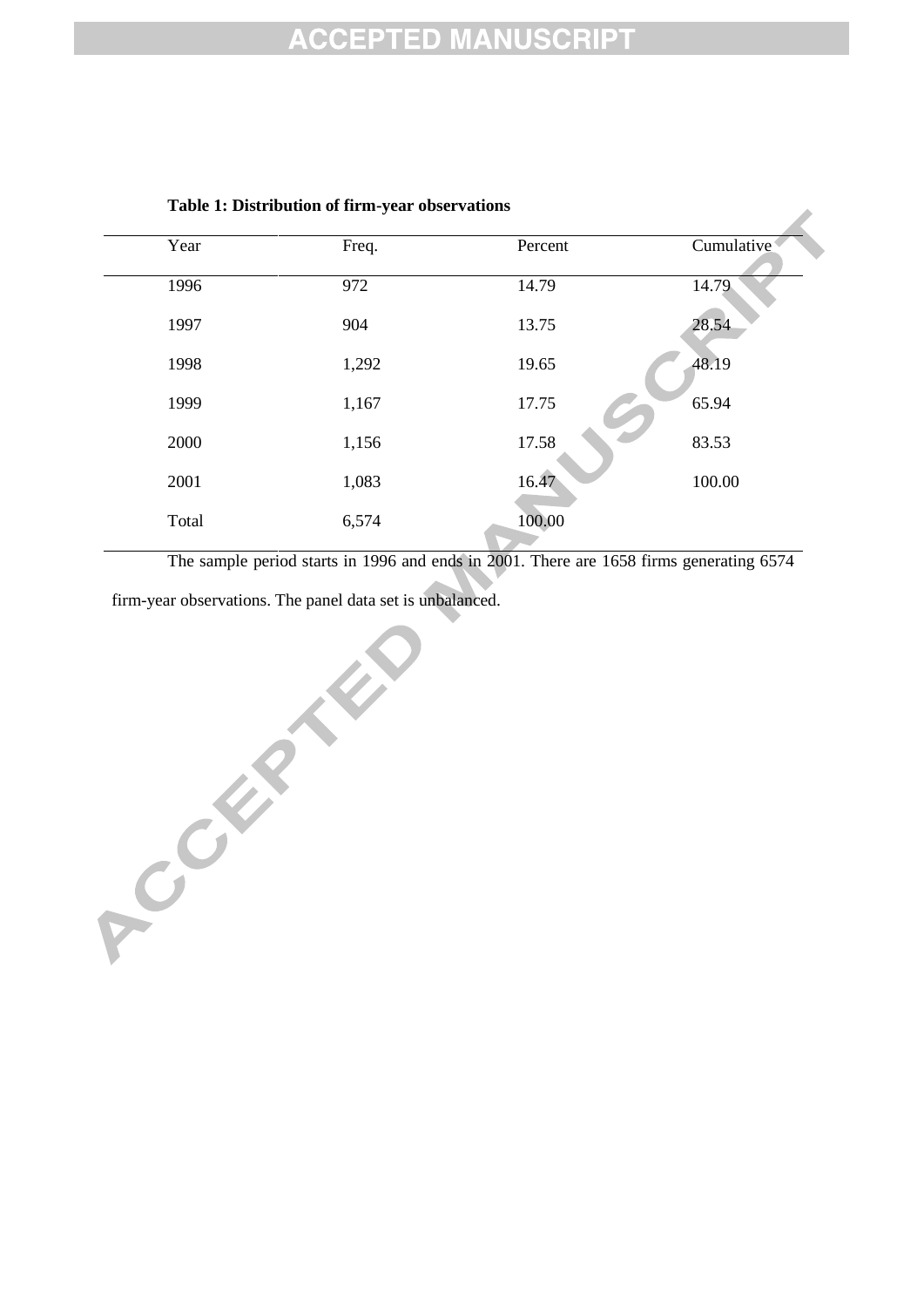**Table 1: Distribution of firm-year observations**

| Year | Freq. | Percent | Cumulative |
|---|---|---|---|
| 1996 | 972 | 14.79 | 14.79 |
| 1997 | 904 | 13.75 | 28.54 |
| 1998 | 1,292 | 19.65 | 48.19 |
| 1999 | 1,167 | 17.75 | 65.94 |
| 2000 | 1,156 | 17.58 | 83.53 |
| 2001 | 1,083 | 16.47 | 100.00 |
| Total | 6,574 | 100.00 | |

The sample period starts in 1996 and ends in 2001. There are 1658 firms generating 6574 firm-year observations. The panel data set is unbalanced.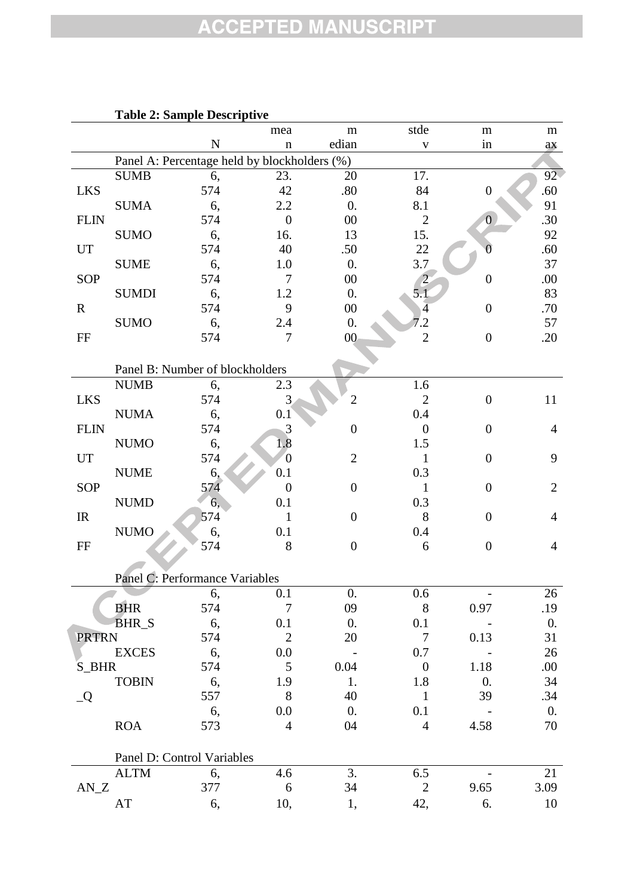**Table 2: Sample Descriptive**

| | N | mean | median | stdev | min | max |
|---|---|---|---|---|---|---|
| Panel A: Percentage held by blockholders (%) | | | | | | |
| SUMBLKS | 6,574 | 23.42 | 20.80 | 17.84 | 0 | 92.60 |
| SUMAFLIN | 6,574 | 2.20 | 0.00 | 8.12 | 0 | 91.30 |
| SUMOUT | 6,574 | 16.40 | 13.50 | 15.22 | 0 | 92.60 |
| SUMESOP | 6,574 | 1.07 | 0.00 | 3.72 | 0 | 37.00 |
| SUMDIR | 6,574 | 1.29 | 0.00 | 5.14 | 0 | 83.70 |
| SUMOFF | 6,574 | 2.47 | 0.00 | 7.22 | 0 | 57.20 |
| Panel B: Number of blockholders | | | | | | |
| NUMBLKS | 6,574 | 2.33 | 2 | 1.62 | 0 | 11 |
| NUMAFLIN | 6,574 | 0.13 | 0 | 0.40 | 0 | 4 |
| NUMOUT | 6,574 | 1.80 | 2 | 1.51 | 0 | 9 |
| NUMESOP | 6,574 | 0.10 | 0 | 0.31 | 0 | 2 |
| NUMDIR | 6,574 | 0.11 | 0 | 0.38 | 0 | 4 |
| NUMOFF | 6,574 | 0.18 | 0 | 0.46 | 0 | 4 |
| Panel C: Performance Variables | | | | | | |
| BHR | 6,574 | 0.17 | 0.09 | 0.68 | -0.97 | 26.19 |
| BHR_SPRTRN | 6,574 | 0.12 | 0.20 | 0.17 | -0.13 | 0.31 |
| EXCESS_BHR | 6,574 | 0.05 | -0.04 | 0.70 | -1.18 | 26.00 |
| TOBIN_Q | 6,557 | 1.98 | 1.40 | 1.81 | 0.39 | 34.34 |
| ROA | 6,573 | 0.04 | 0.04 | 0.14 | -4.58 | 0.70 |
| Panel D: Control Variables | | | | | | |
| ALTMAN_Z | 6,377 | 4.66 | 3.34 | 6.52 | -9.65 | 213.09 |
| AT | 6, | 10, | 1, | 42, | 6. | 10 |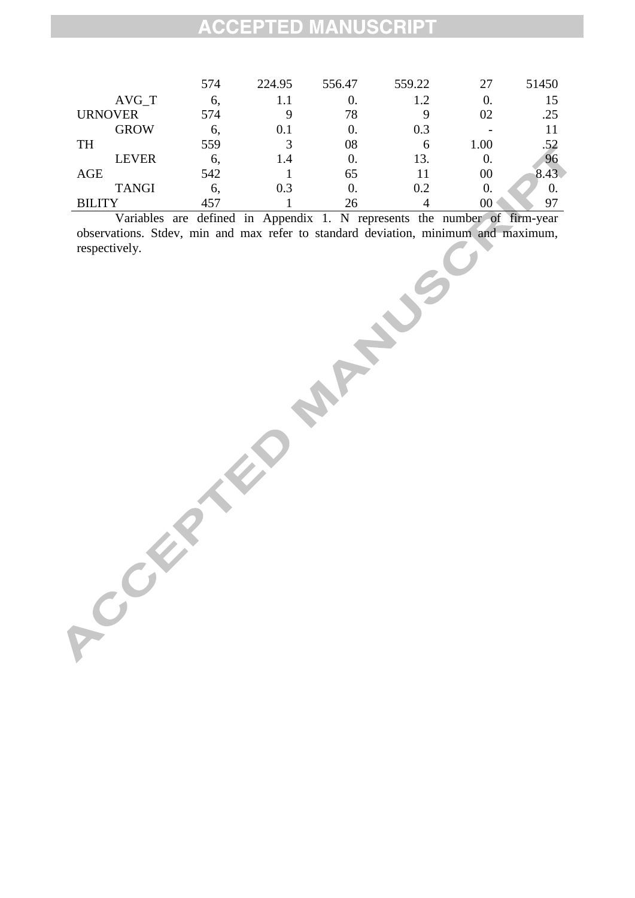|  | 574 | 224.95 | 556.47 | 559.22 | 27 | 51450 |
|---|---|---|---|---|---|---|
| AVG_TURNOVER | 6,574 | 1.19 | 0.78 | 1.29 | 0.02 | 15.25 |
| GROWTH | 6,559 | 0.13 | 0.08 | 0.36 | -1.00 | 11.52 |
| LEVERAGE | 6,542 | 1.41 | 0.65 | 13.11 | 0.00 | 968.43 |
| TANGIBILITY | 6,457 | 0.31 | 0.26 | 0.24 | 0.00 | 0.97 |

Variables are defined in Appendix 1. N represents the number of firm-year observations. Stdev, min and max refer to standard deviation, minimum and maximum, respectively.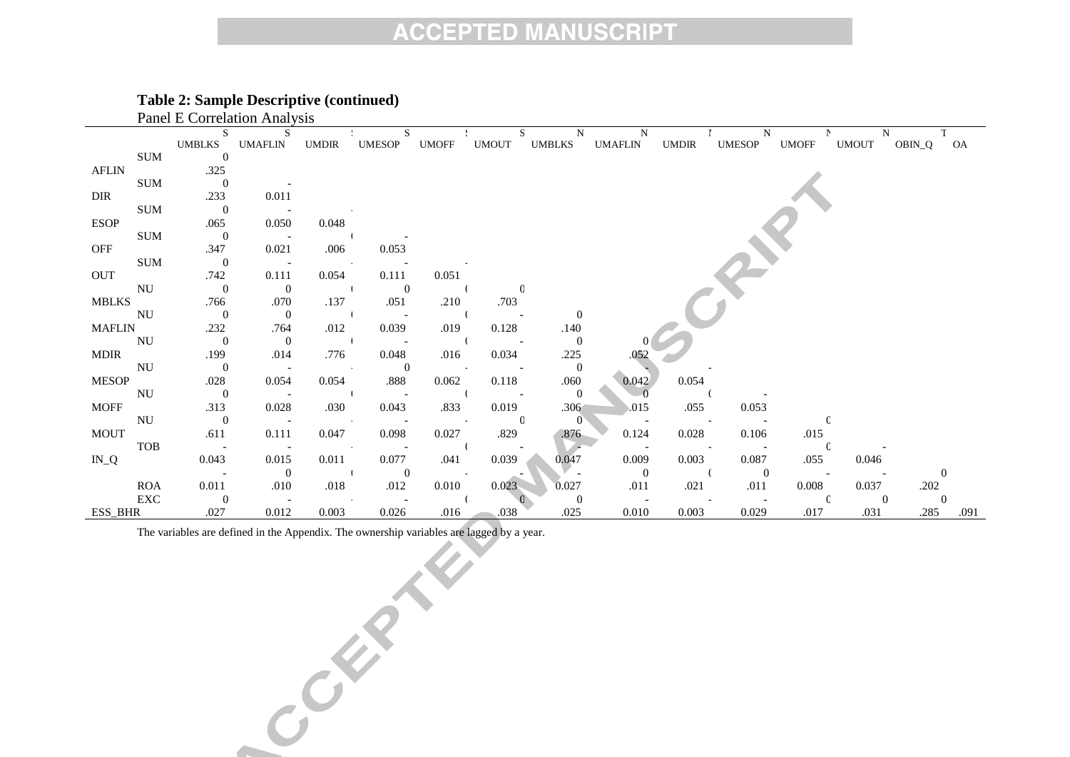**Table 2: Sample Descriptive (continued)**

Panel E Correlation Analysis

| | SUMBLKS | SUMAFLIN | SUMDIR | SUMESOP | SUMOFF | SUMOUT | NUMBLKS | NUMAFLIN | NUMDIR | NUMESOP | NUMOFF | NUMOUT | TOBIN_Q | ROA |
|---|---|---|---|---|---|---|---|---|---|---|---|---|---|---|
| SUMAFLIN | 0.325 | | | | | | | | | | | | | |
| SUMDIR | 0.233 | -0.011 | | | | | | | | | | | | |
| SUMESOP | 0.065 | -0.050 | 0.048 | | | | | | | | | | | |
| SUMOFF | 0.347 | -0.021 | .006 | -0.053 | | | | | | | | | | |
| SUMOUT | 0.742 | -0.111 | 0.054 | -0.111 | 0.051 | | | | | | | | | |
| NUMBLKS | 0.766 | 0.070 | .137 | 0.051 | .210 | 0.703 | | | | | | | | |
| NUMAFLIN | 0.232 | 0.764 | .012 | -0.039 | .019 | -0.128 | 0.140 | | | | | | | |
| NUMDIR | 0.199 | 0.014 | .776 | -0.048 | .016 | -0.034 | 0.225 | 0.052 | | | | | | |
| NUMESOP | 0.028 | -0.054 | 0.054 | 0.888 | 0.062 | -0.118 | 0.060 | -0.042 | -0.054 | | | | | |
| NUMOFF | 0.313 | -0.028 | .030 | -0.043 | .833 | -0.019 | 0.306 | 0.015 | .055 | -0.053 | | | | |
| NUMOUT | 0.611 | -0.111 | 0.047 | -0.098 | 0.027 | 0.829 | 0.876 | -0.124 | -0.028 | -0.106 | 0.015 | | | |
| TOBIN_Q | -0.043 | -0.015 | 0.011 | -0.077 | .041 | -0.039 | -0.047 | -0.009 | -0.003 | -0.087 | .055 | -0.046 | | |
| ROA | -0.011 | 0.010 | .018 | 0.012 | 0.010 | -0.023 | -0.027 | 0.011 | .021 | 0.011 | -0.008 | -0.037 | 0.202 | |
| EXCESS_BHR | 0.027 | -0.012 | 0.003 | -0.026 | .016 | 0.038 | 0.025 | -0.010 | -0.003 | -0.029 | .017 | 0.031 | 0.285 | .091 |

The variables are defined in the Appendix. The ownership variables are lagged by a year.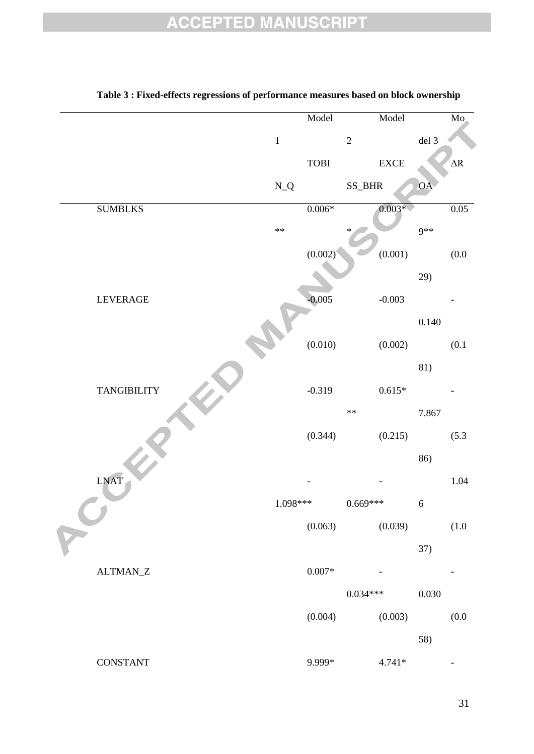**Table 3 : Fixed-effects regressions of performance measures based on block ownership**

| | Model 1 TOBIN_Q | Model 2 EXCESS_BHR | Model 3 ΔROA |
|---|---|---|---|
| SUMBLKS | 0.006*** | 0.003** | 0.059** |
| | (0.002) | (0.001) | (0.029) |
| LEVERAGE | -0.005 | -0.003 | -0.140 |
| | (0.010) | (0.002) | (0.181) |
| TANGIBILITY | -0.319 | 0.615*** | -7.867 |
| | (0.344) | (0.215) | (5.386) |
| LNAT | -1.098*** | -0.669*** | 1.046 |
| | (0.063) | (0.039) | (1.037) |
| ALTMAN_Z | 0.007* | -0.034*** | -0.030 |
| | (0.004) | (0.003) | (0.058) |
| CONSTANT | 9.999* | 4.741* | - |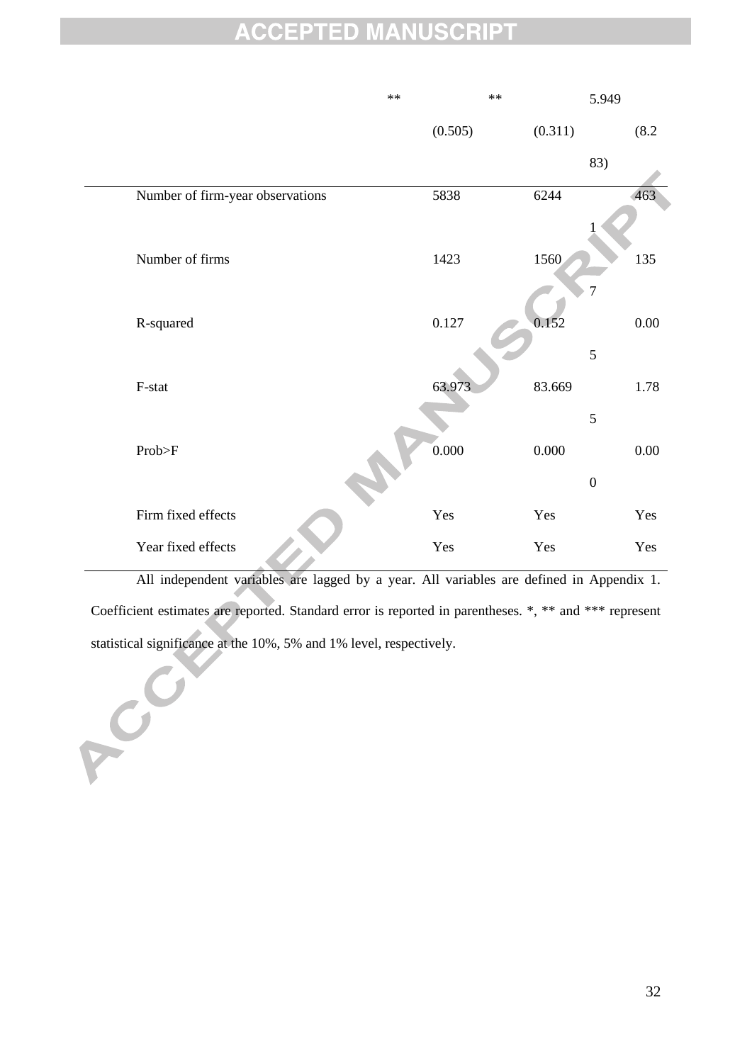| | | | |
|---|---|---|---|
| | ** | ** | 5.949 |
| | (0.505) | (0.311) | (8.283) |
| Number of firm-year observations | 5838 | 6244 | 4631 |
| Number of firms | 1423 | 1560 | 1357 |
| R-squared | 0.127 | 0.152 | 0.005 |
| F-stat | 63.973 | 83.669 | 1.785 |
| Prob>F | 0.000 | 0.000 | 0.000 |
| Firm fixed effects | Yes | Yes | Yes |
| Year fixed effects | Yes | Yes | Yes |

All independent variables are lagged by a year. All variables are defined in Appendix 1. Coefficient estimates are reported. Standard error is reported in parentheses. *, ** and *** represent statistical significance at the 10%, 5% and 1% level, respectively.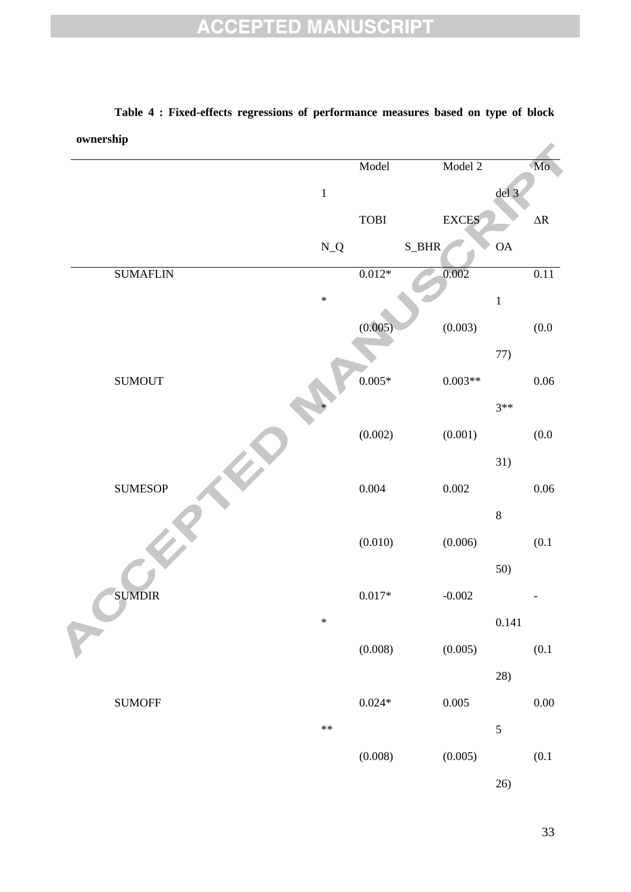**Table 4 : Fixed-effects regressions of performance measures based on type of block ownership**

| | Model 1 | Model 2 | Model 3 |
|---|---|---|---|
| | TOBIN_Q | EXCESS_BHR | ΔROA |
| SUMAFLIN | 0.012** | 0.002 | 0.111 |
| | (0.005) | (0.003) | (0.077) |
| SUMOUT | 0.005** | 0.003** | 0.063** |
| | (0.002) | (0.001) | (0.031) |
| SUMESOP | 0.004 | 0.002 | 0.068 |
| | (0.010) | (0.006) | (0.150) |
| SUMDIR | 0.017** | -0.002 | -0.141 |
| | (0.008) | (0.005) | (0.128) |
| SUMOFF | 0.024*** | 0.005 | 0.005 |
| | (0.008) | (0.005) | (0.126) |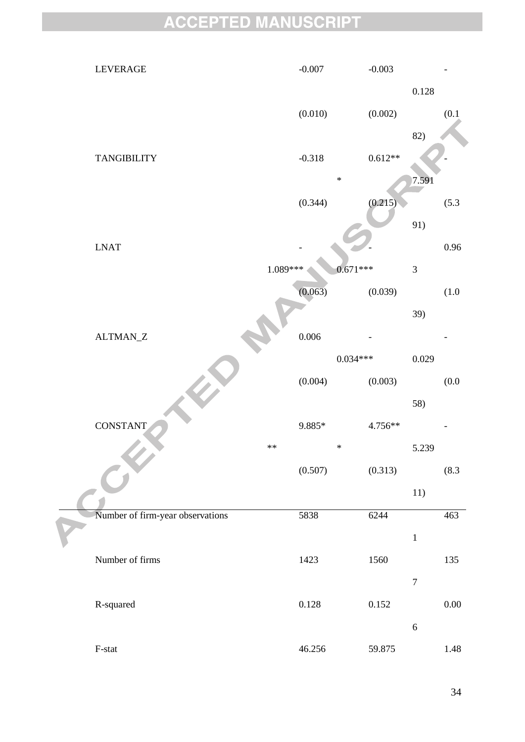| | | | |
|---|---|---|---|
| LEVERAGE | -0.007 | -0.003 | -0.128 |
| | (0.010) | (0.002) | (0.182) |
| TANGIBILITY | -0.318 | 0.612*** | -7.591 |
| | (0.344) | (0.215) | (5.391) |
| LNAT | -1.089*** | -0.671*** | 0.963 |
| | (0.063) | (0.039) | (1.039) |
| ALTMAN_Z | 0.006 | -0.034*** | -0.029 |
| | (0.004) | (0.003) | (0.058) |
| CONSTANT | 9.885*** | 4.756*** | -5.239 |
| | (0.507) | (0.313) | (8.311) |
| Number of firm-year observations | 5838 | 6244 | 4631 |
| Number of firms | 1423 | 1560 | 1357 |
| R-squared | 0.128 | 0.152 | 0.006 |
| F-stat | 46.256 | 59.875 | 1.48 |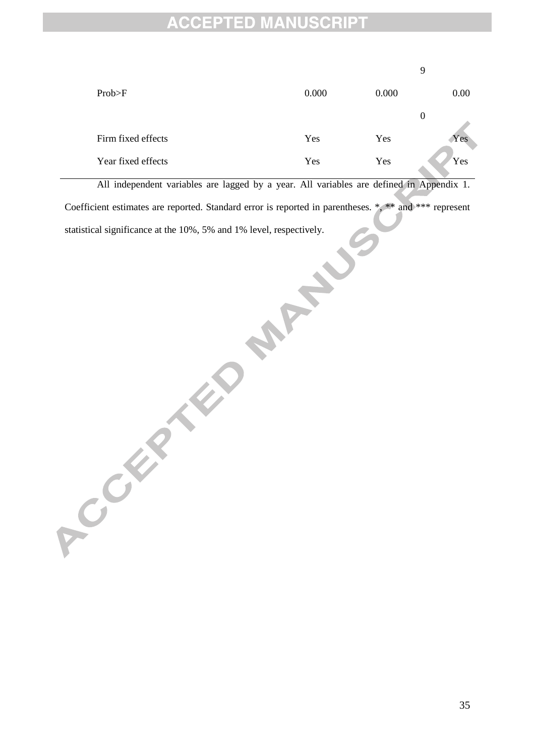| | | | |
|---|---|---|---|
| | | | 9 |
| Prob>F | 0.000 | 0.000 | 0.00 |
| | | | 0 |
| Firm fixed effects | Yes | Yes | Yes |
| Year fixed effects | Yes | Yes | Yes |

All independent variables are lagged by a year. All variables are defined in Appendix 1. Coefficient estimates are reported. Standard error is reported in parentheses. *, ** and *** represent statistical significance at the 10%, 5% and 1% level, respectively.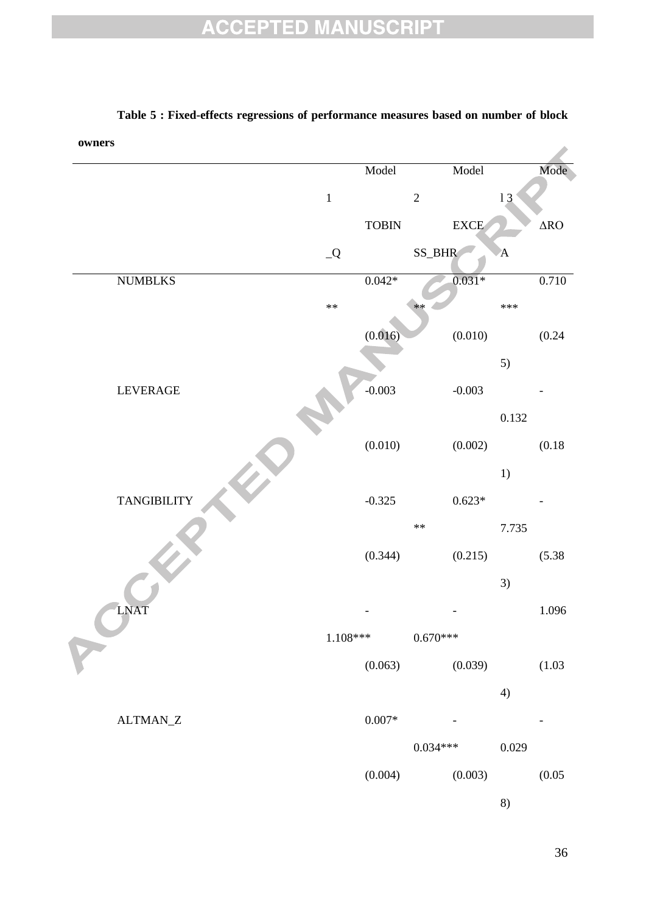**Table 5 : Fixed-effects regressions of performance measures based on number of block owners**

| | Model 1 | Model 2 | Model 3 |
|---|---|---|---|
| | TOBIN_Q | EXCESS_BHR | ΔROA |
| NUMBLKS | 0.042*** | 0.031*** | 0.710*** |
| | (0.016) | (0.010) | (0.245) |
| LEVERAGE | -0.003 | -0.003 | -0.132 |
| | (0.010) | (0.002) | (0.181) |
| TANGIBILITY | -0.325 | 0.623*** | -7.735 |
| | (0.344) | (0.215) | (5.383) |
| LNAT | -1.108*** | -0.670*** | 1.096 |
| | (0.063) | (0.039) | (1.034) |
| ALTMAN_Z | 0.007* | -0.034*** | -0.029 |
| | (0.004) | (0.003) | (0.058) |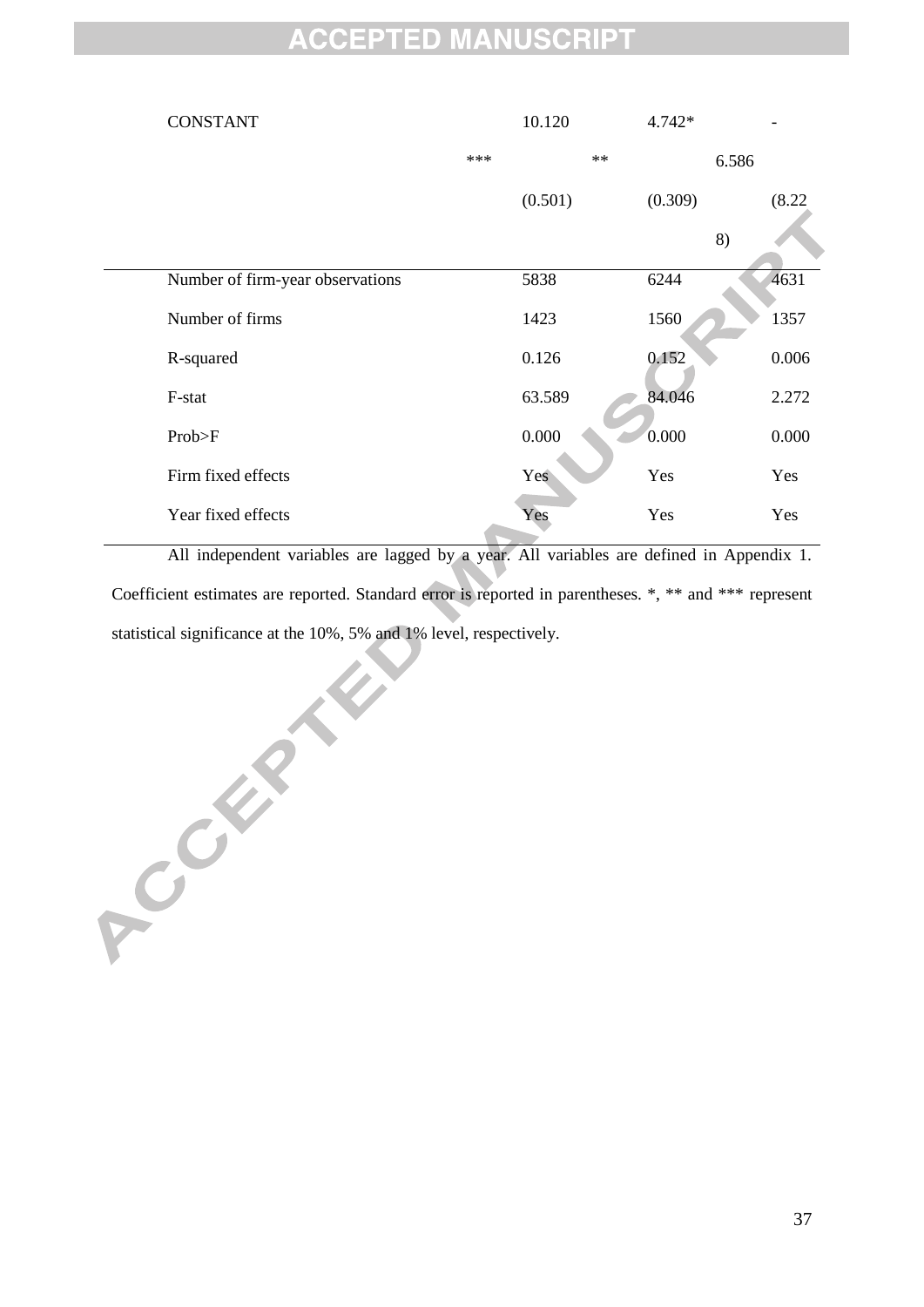| | (1) | (2) | (3) |
|---|---|---|---|
| CONSTANT | 10.120*** | 4.742*** | -6.586 |
| | (0.501) | (0.309) | (8.228) |
| Number of firm-year observations | 5838 | 6244 | 4631 |
| Number of firms | 1423 | 1560 | 1357 |
| R-squared | 0.126 | 0.152 | 0.006 |
| F-stat | 63.589 | 84.046 | 2.272 |
| Prob>F | 0.000 | 0.000 | 0.000 |
| Firm fixed effects | Yes | Yes | Yes |
| Year fixed effects | Yes | Yes | Yes |

All independent variables are lagged by a year. All variables are defined in Appendix 1. Coefficient estimates are reported. Standard error is reported in parentheses. *, ** and *** represent statistical significance at the 10%, 5% and 1% level, respectively.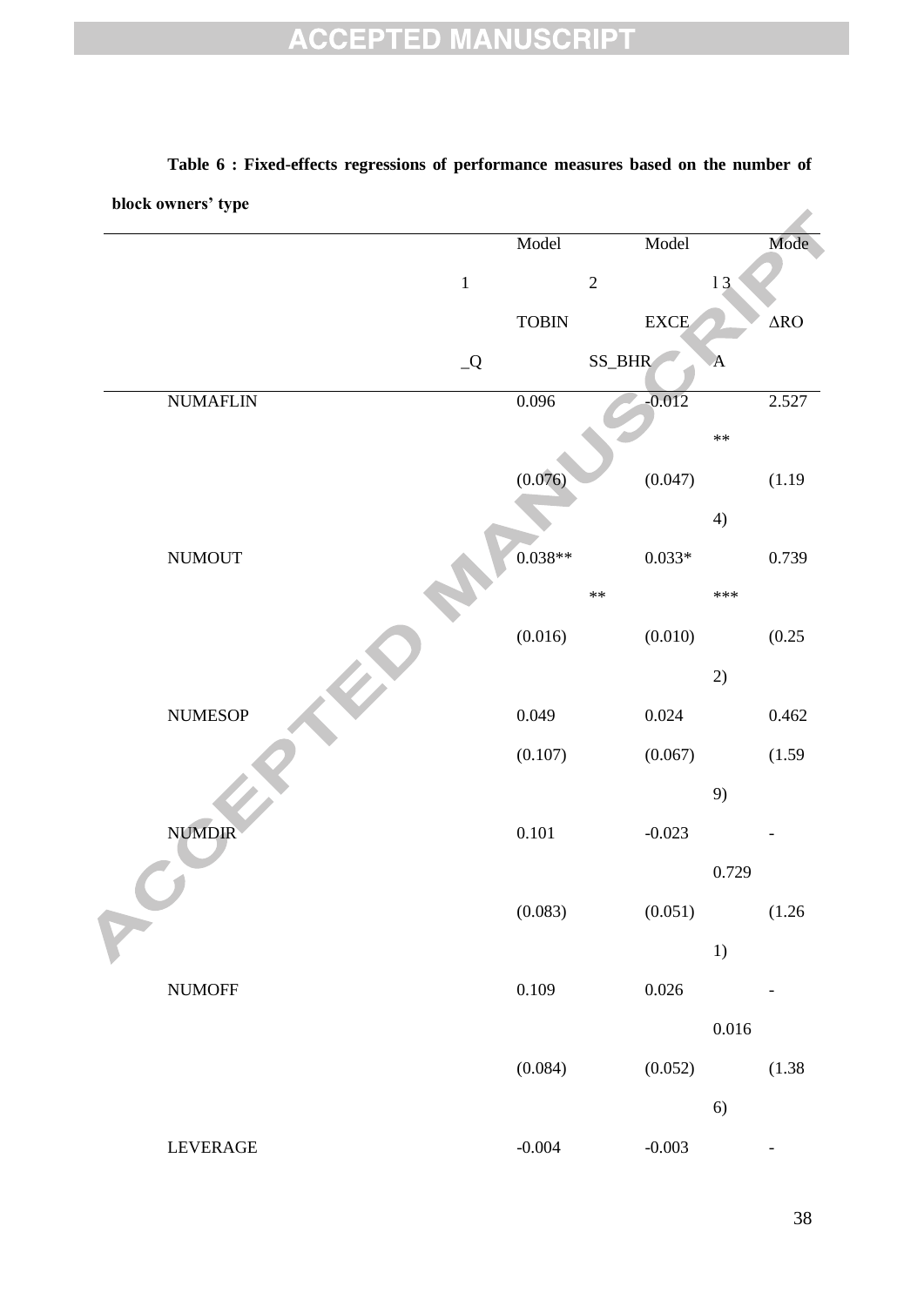**Table 6 : Fixed-effects regressions of performance measures based on the number of block owners' type**

| | Model 1 TOBIN_Q | Model 2 EXCESS_BHR | Model 3 ΔROA |
|---|---|---|---|
| NUMAFLIN | 0.096 | -0.012 | 2.527** |
| | (0.076) | (0.047) | (1.194) |
| NUMOUT | 0.038*** | 0.033* | 0.739*** |
| | (0.016) | (0.010) | (0.252) |
| NUMESOP | 0.049 | 0.024 | 0.462 |
| | (0.107) | (0.067) | (1.599) |
| NUMDIR | 0.101 | -0.023 | -0.729 |
| | (0.083) | (0.051) | (1.261) |
| NUMOFF | 0.109 | 0.026 | -0.016 |
| | (0.084) | (0.052) | (1.386) |
| LEVERAGE | -0.004 | -0.003 | - |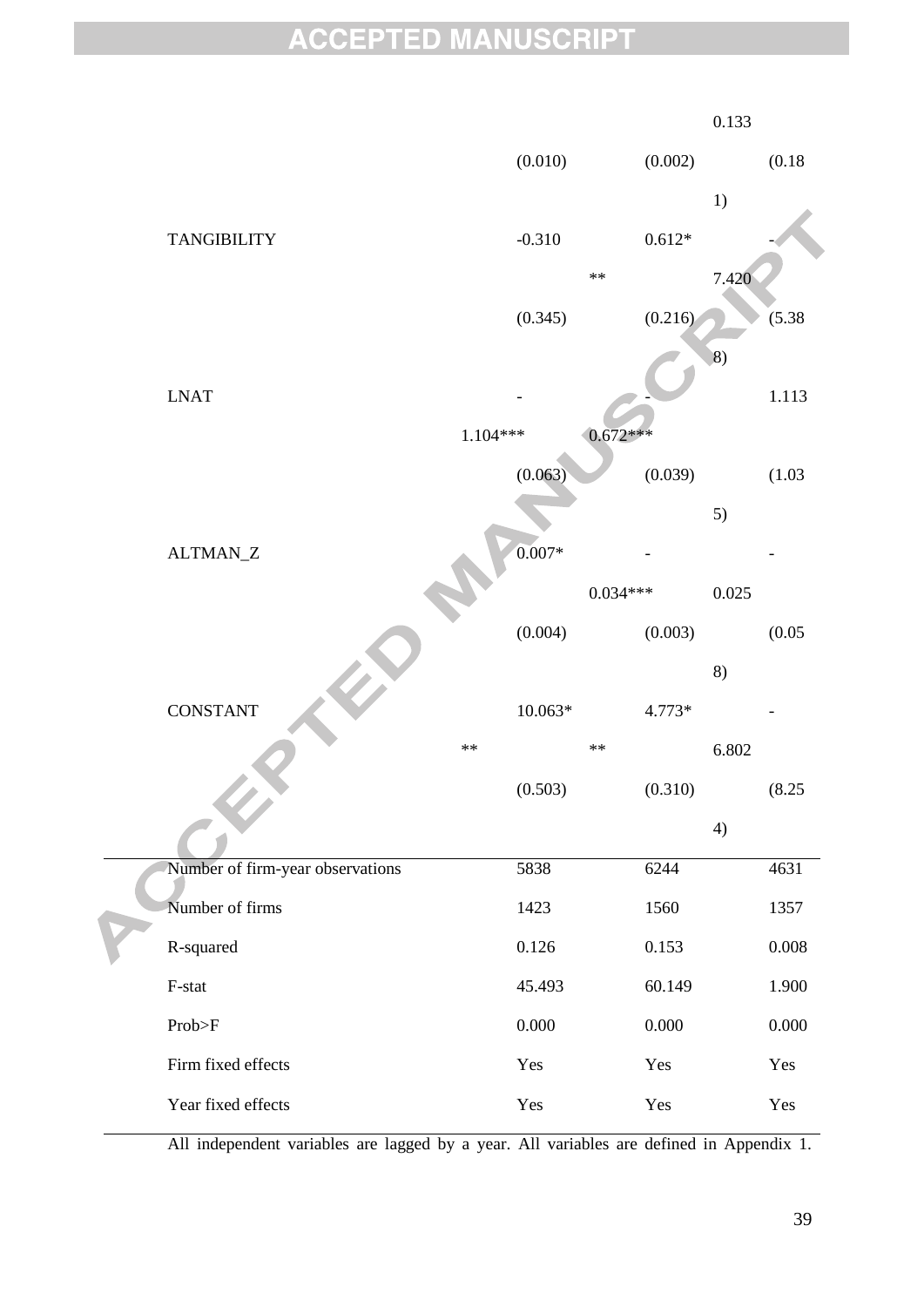| | | | |
|---|---|---|---|
| | | | 0.133 |
| | (0.010) | (0.002) | (0.181) |
| TANGIBILITY | -0.310 | 0.612*** | -7.420 |
| | (0.345) | (0.216) | (5.388) |
| LNAT | -1.104*** | -0.672*** | 1.113 |
| | (0.063) | (0.039) | (1.035) |
| ALTMAN_Z | 0.007* | -0.034*** | -0.025 |
| | (0.004) | (0.003) | (0.058) |
| CONSTANT | 10.063*** | 4.773*** | -6.802 |
| | (0.503) | (0.310) | (8.254) |
| Number of firm-year observations | 5838 | 6244 | 4631 |
| Number of firms | 1423 | 1560 | 1357 |
| R-squared | 0.126 | 0.153 | 0.008 |
| F-stat | 45.493 | 60.149 | 1.900 |
| Prob>F | 0.000 | 0.000 | 0.000 |
| Firm fixed effects | Yes | Yes | Yes |
| Year fixed effects | Yes | Yes | Yes |

All independent variables are lagged by a year. All variables are defined in Appendix 1.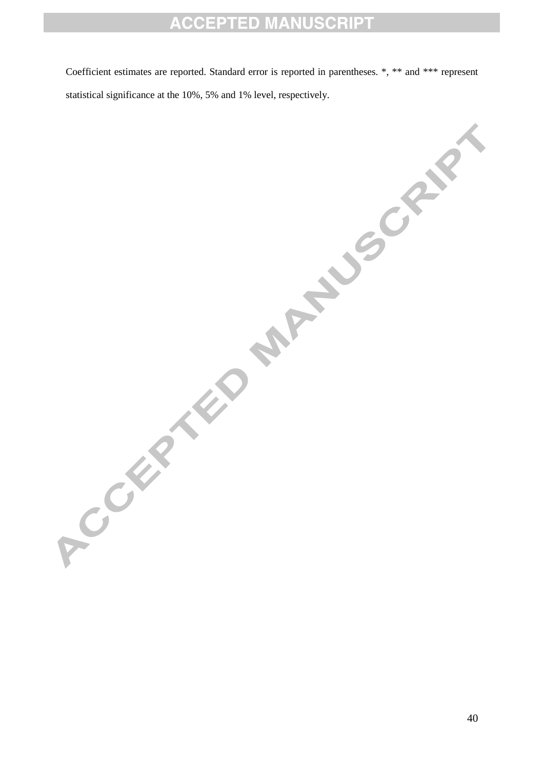Coefficient estimates are reported. Standard error is reported in parentheses. *, ** and *** represent statistical significance at the 10%, 5% and 1% level, respectively.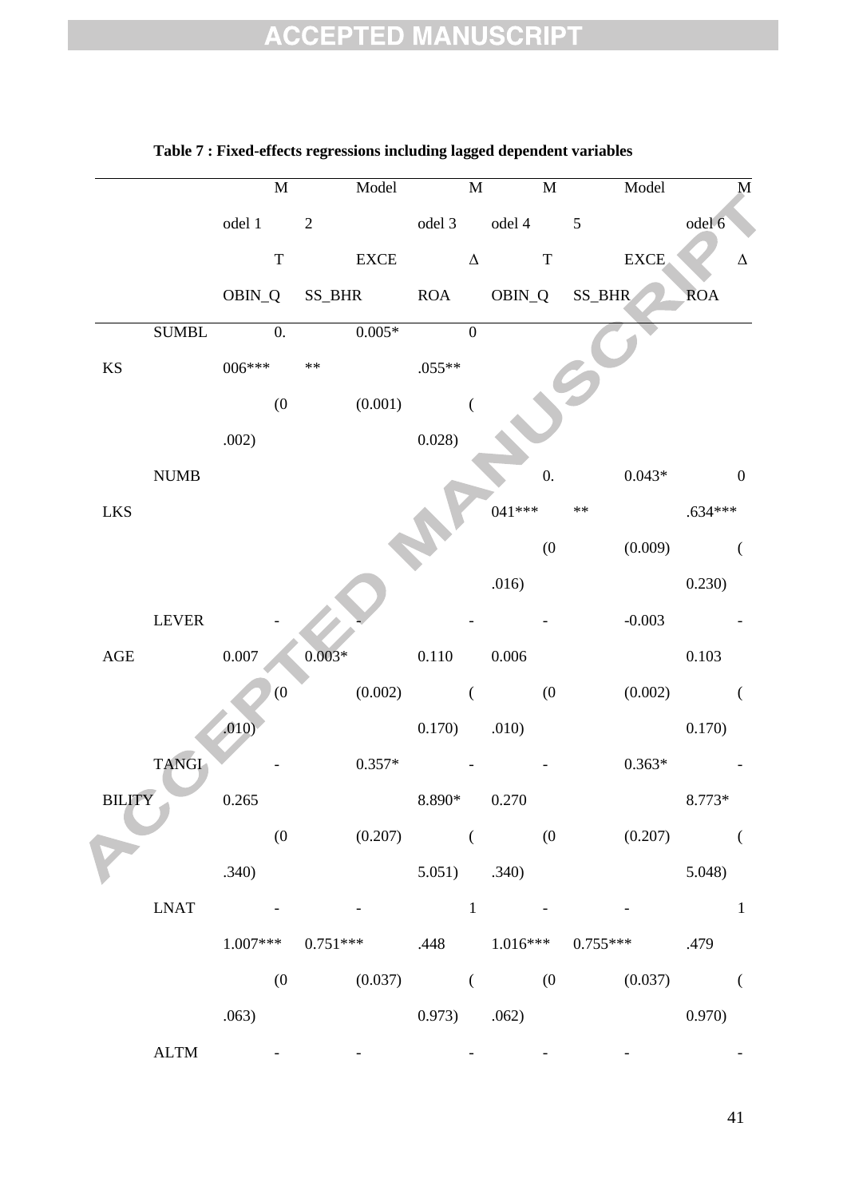**Table 7 : Fixed-effects regressions including lagged dependent variables**

| | Model 1 TOBIN_Q | Model 2 EXCESS_BHR | Model 3 ΔROA | Model 4 TOBIN_Q | Model 5 EXCESS_BHR | Model 6 ΔROA |
|---|---|---|---|---|---|---|
| SUMBLKS | 0.006*** | 0.005*** | 0.055** | | | |
| | (0.002) | (0.001) | (0.028) | | | |
| NUMBLKS | | | | 0.041*** | 0.043*** | 0.634*** |
| | | | | (0.016) | (0.009) | (0.230) |
| LEVERAGE | -0.007 | -0.003* | -0.110 | -0.006 | -0.003 | -0.103 |
| | (0.010) | (0.002) | (0.170) | (0.010) | (0.002) | (0.170) |
| TANGIBILITY | -0.265 | 0.357* | -8.890* | -0.270 | 0.363* | -8.773* |
| | (0.340) | (0.207) | (5.051) | (0.340) | (0.207) | (5.048) |
| LNAT | -1.007*** | -0.751*** | 1.448 | -1.016*** | -0.755*** | 1.479 |
| | (0.063) | (0.037) | (0.973) | (0.062) | (0.037) | (0.970) |
| ALTM | - | - | - | - | - | - |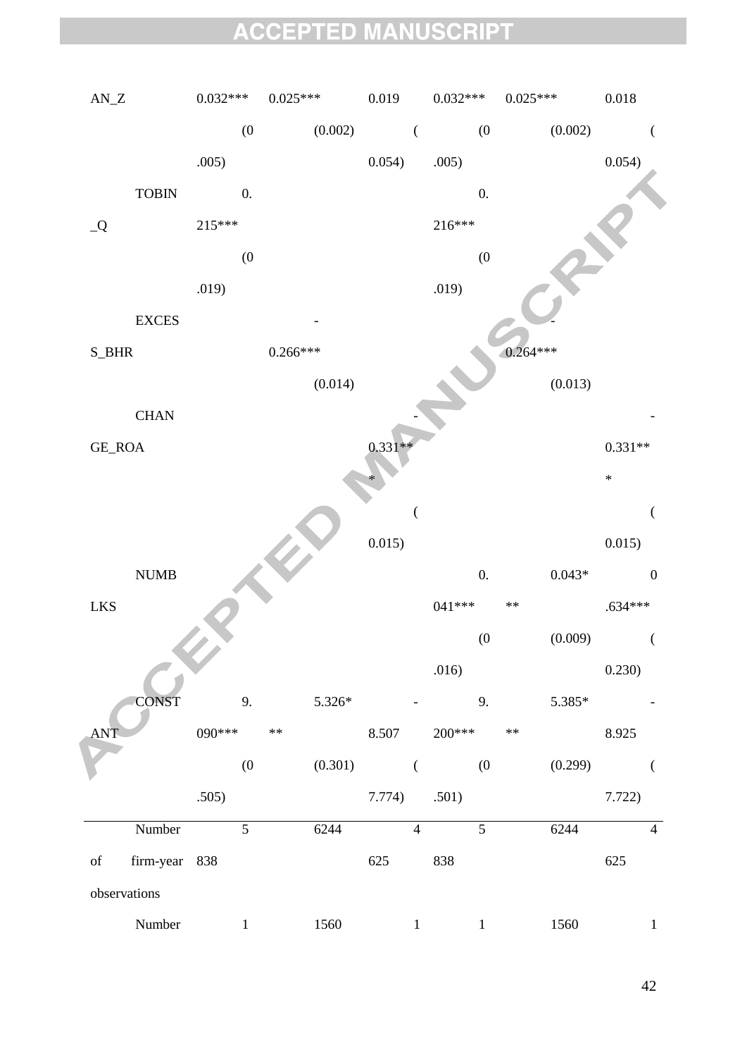| | | | | | | |
|---|---|---|---|---|---|---|
| AN_Z | 0.032*** | 0.025*** | 0.019 | 0.032*** | 0.025*** | 0.018 |
| | (0.005) | (0.002) | (0.054) | (0.005) | (0.002) | (0.054) |
| TOBIN_Q | 0.215*** | | | 0.216*** | | |
| | (0.019) | | | (0.019) | | |
| EXCESS_BHR | | -0.266*** | | | -0.264*** | |
| | | (0.014) | | | (0.013) | |
| CHANGE_ROA | | | -0.331*** | | | -0.331*** |
| | | | (0.015) | | | (0.015) |
| NUMBLKS | | | | 0.041*** | 0.043*** | 0.634*** |
| | | | | (0.016) | (0.009) | (0.230) |
| CONSTANT | 9.090*** | 5.326*** | -8.507 | 9.200*** | 5.385*** | -8.925 |
| | (0.505) | (0.301) | (7.774) | (0.501) | (0.299) | (7.722) |
| Number of firm-year observations | 5838 | 6244 | 4625 | 5838 | 6244 | 4625 |
| Number | 1 | 1560 | 1 | 1 | 1560 | 1 |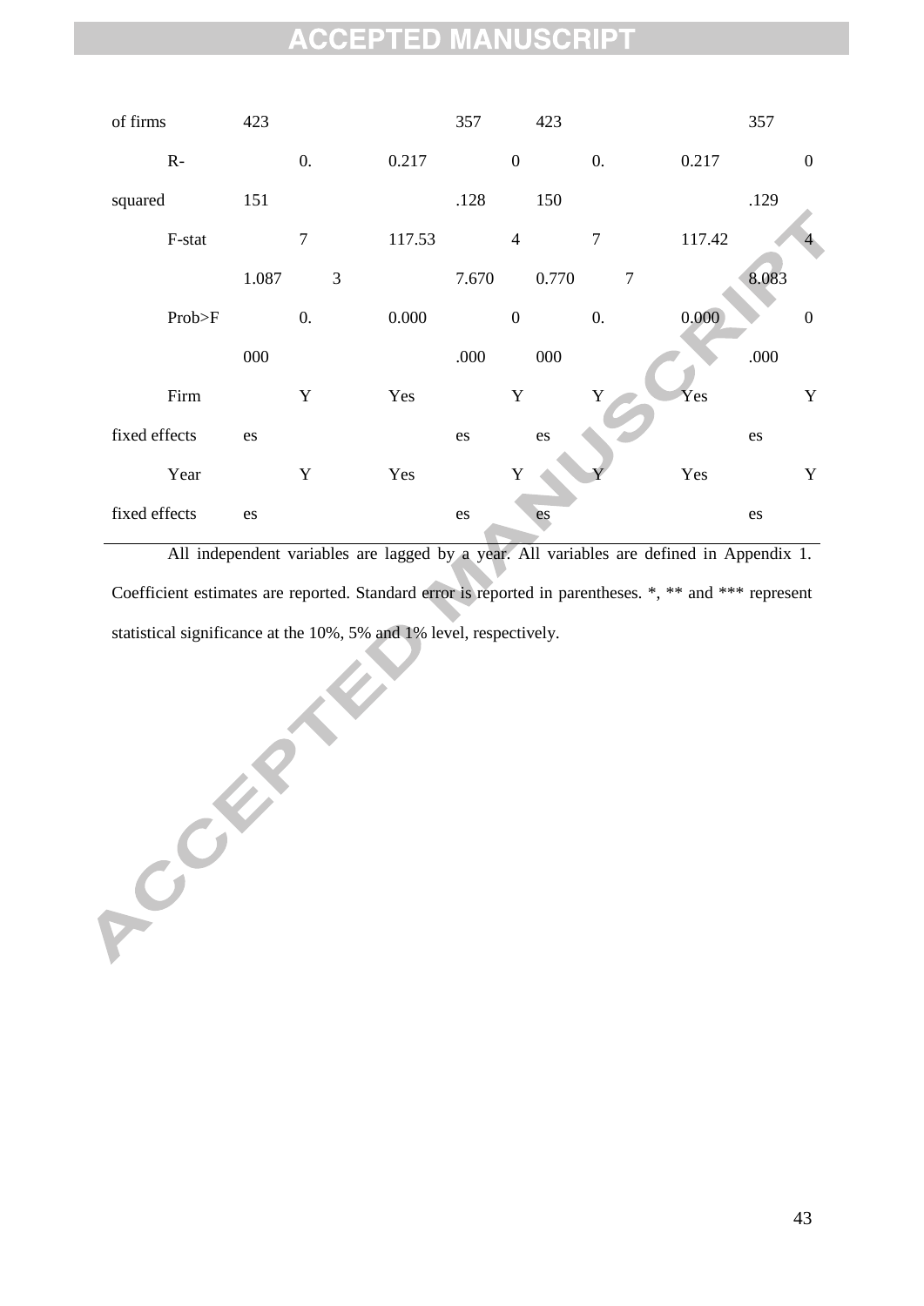| | | | | | | |
|---|---|---|---|---|---|---|
| of firms | 423 | | 357 | 423 | | 357 |
| R-squared | 0.151 | 0.217 | 0.128 | 0.150 | 0.217 | 0.129 |
| F-stat | 71.0873 | 117.53 | 47.670 | 70.7707 | 117.42 | 48.083 |
| Prob>F | 0.000 | 0.000 | 0.000 | 0.000 | 0.000 | 0.000 |
| Firm fixed effects | Yes | Yes | Yes | Yes | Yes | Yes |
| Year fixed effects | Yes | Yes | Yes | Yes | Yes | Yes |

All independent variables are lagged by a year. All variables are defined in Appendix 1. Coefficient estimates are reported. Standard error is reported in parentheses. *, ** and *** represent statistical significance at the 10%, 5% and 1% level, respectively.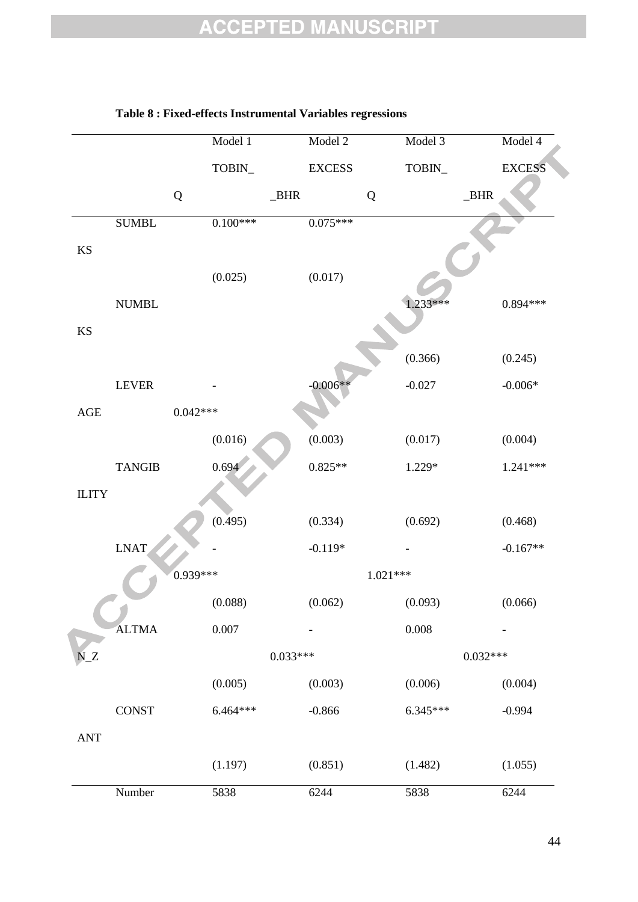**Table 8 : Fixed-effects Instrumental Variables regressions**

| | Model 1 | Model 2 | Model 3 | Model 4 |
|---|---|---|---|---|
| | TOBIN_Q | EXCESS_BHR | TOBIN_Q | EXCESS_BHR |
| SUMBLKS | 0.100*** | 0.075*** | | |
| | (0.025) | (0.017) | | |
| NUMBLKS | | | 1.233*** | 0.894*** |
| | | | (0.366) | (0.245) |
| LEVERAGE | -0.042*** | -0.006** | -0.027 | -0.006* |
| | (0.016) | (0.003) | (0.017) | (0.004) |
| TANGIBILITY | 0.694 | 0.825** | 1.229* | 1.241*** |
| | (0.495) | (0.334) | (0.692) | (0.468) |
| LNAT | -0.939*** | -0.119* | -1.021*** | -0.167** |
| | (0.088) | (0.062) | (0.093) | (0.066) |
| ALTMAN_Z | 0.007 | -0.033*** | 0.008 | -0.032*** |
| | (0.005) | (0.003) | (0.006) | (0.004) |
| CONSTANT | 6.464*** | -0.866 | 6.345*** | -0.994 |
| | (1.197) | (0.851) | (1.482) | (1.055) |
| Number | 5838 | 6244 | 5838 | 6244 |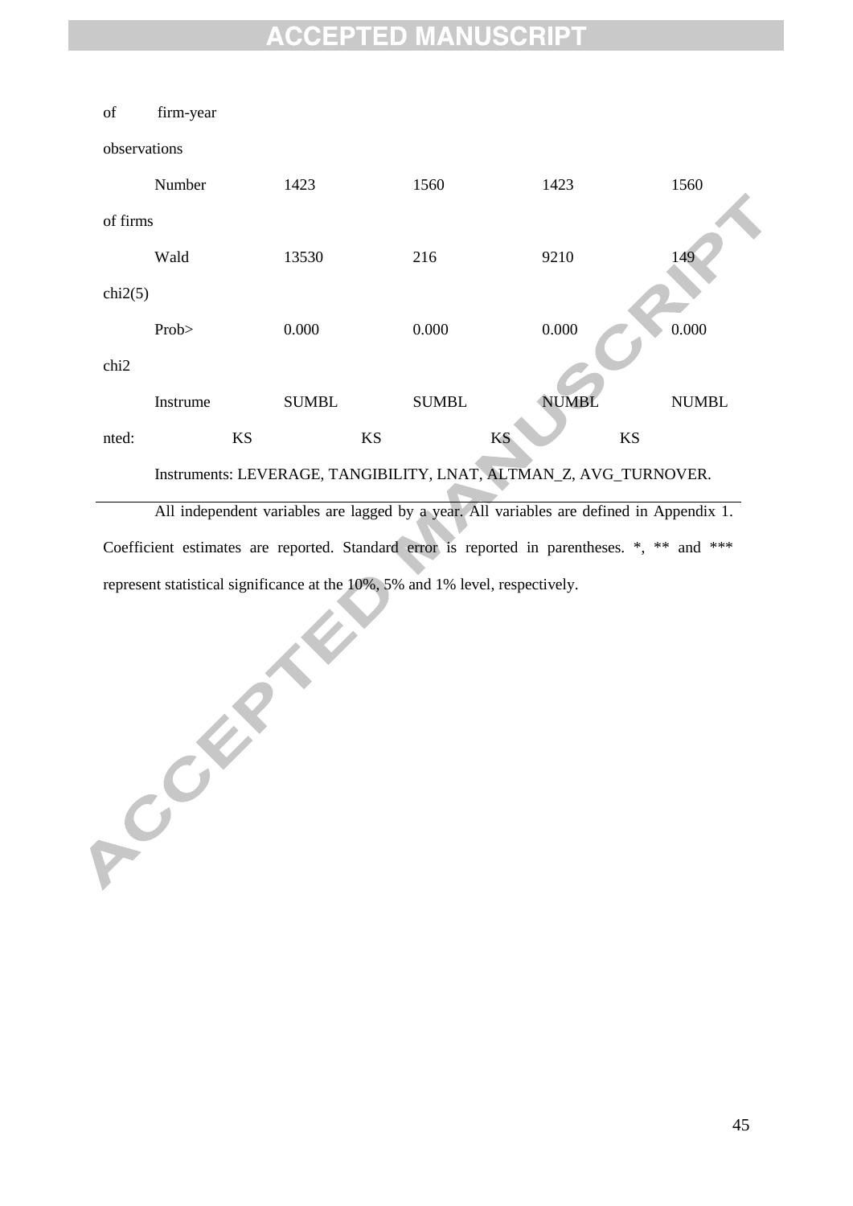| Number of firm-year observations | | | | |
|---|---|---|---|---|
| Number of firms | 1423 | 1560 | 1423 | 1560 |
| Wald chi2(5) | 13530 | 216 | 9210 | 149 |
| Prob> chi2 | 0.000 | 0.000 | 0.000 | 0.000 |
| Instrumented: | SUMBLKS | SUMBLKS | NUMBLKS | NUMBLKS |

Instruments: LEVERAGE, TANGIBILITY, LNAT, ALTMAN_Z, AVG_TURNOVER.

All independent variables are lagged by a year. All variables are defined in Appendix 1. Coefficient estimates are reported. Standard error is reported in parentheses. *, ** and *** represent statistical significance at the 10%, 5% and 1% level, respectively.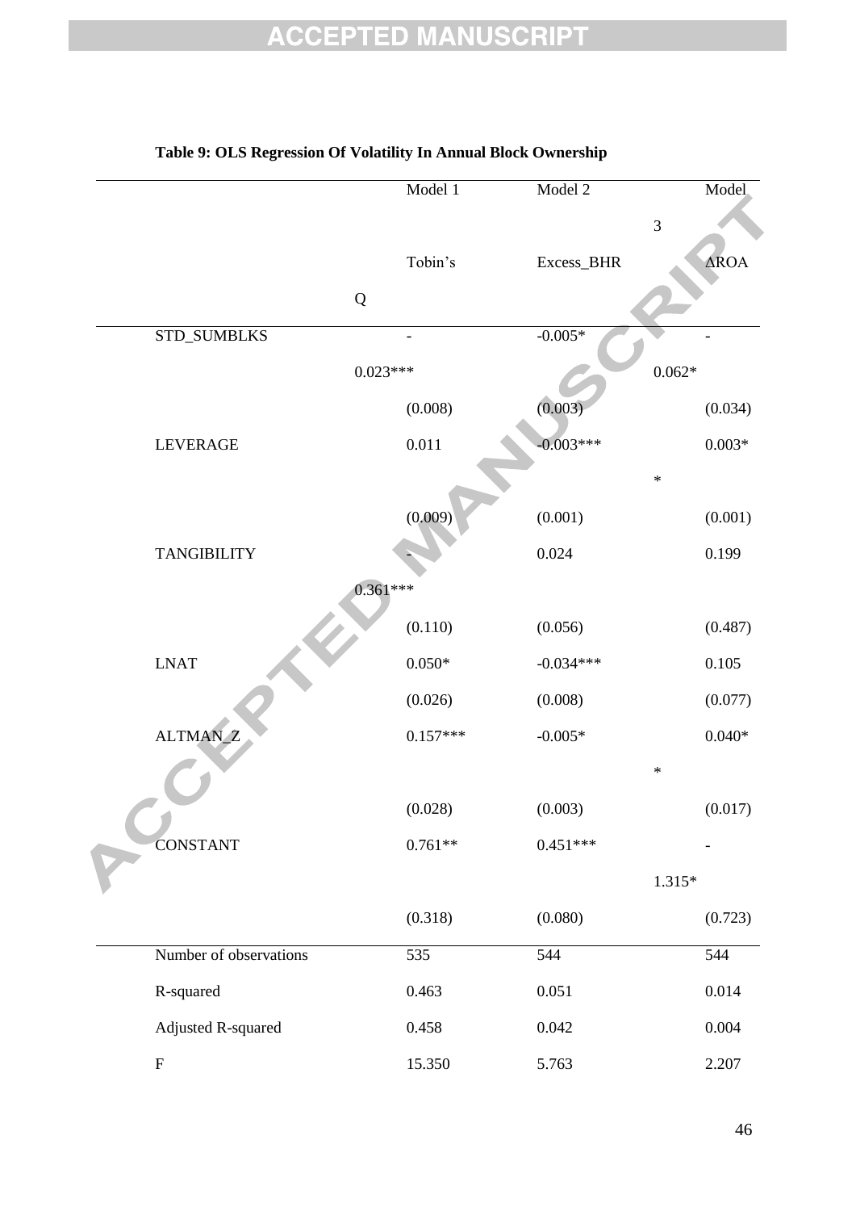**Table 9: OLS Regression Of Volatility In Annual Block Ownership**

| | Model 1 | Model 2 | Model 3 |
|---|---|---|---|
| | Tobin's Q | Excess_BHR | ΔROA |
| STD_SUMBLKS | -0.023*** | -0.005* | -0.062* |
| | (0.008) | (0.003) | (0.034) |
| LEVERAGE | 0.011 | -0.003*** | 0.003** |
| | (0.009) | (0.001) | (0.001) |
| TANGIBILITY | -0.361*** | 0.024 | 0.199 |
| | (0.110) | (0.056) | (0.487) |
| LNAT | 0.050* | -0.034*** | 0.105 |
| | (0.026) | (0.008) | (0.077) |
| ALTMAN_Z | 0.157*** | -0.005* | 0.040** |
| | (0.028) | (0.003) | (0.017) |
| CONSTANT | 0.761** | 0.451*** | -1.315* |
| | (0.318) | (0.080) | (0.723) |
| Number of observations | 535 | 544 | 544 |
| R-squared | 0.463 | 0.051 | 0.014 |
| Adjusted R-squared | 0.458 | 0.042 | 0.004 |
| F | 15.350 | 5.763 | 2.207 |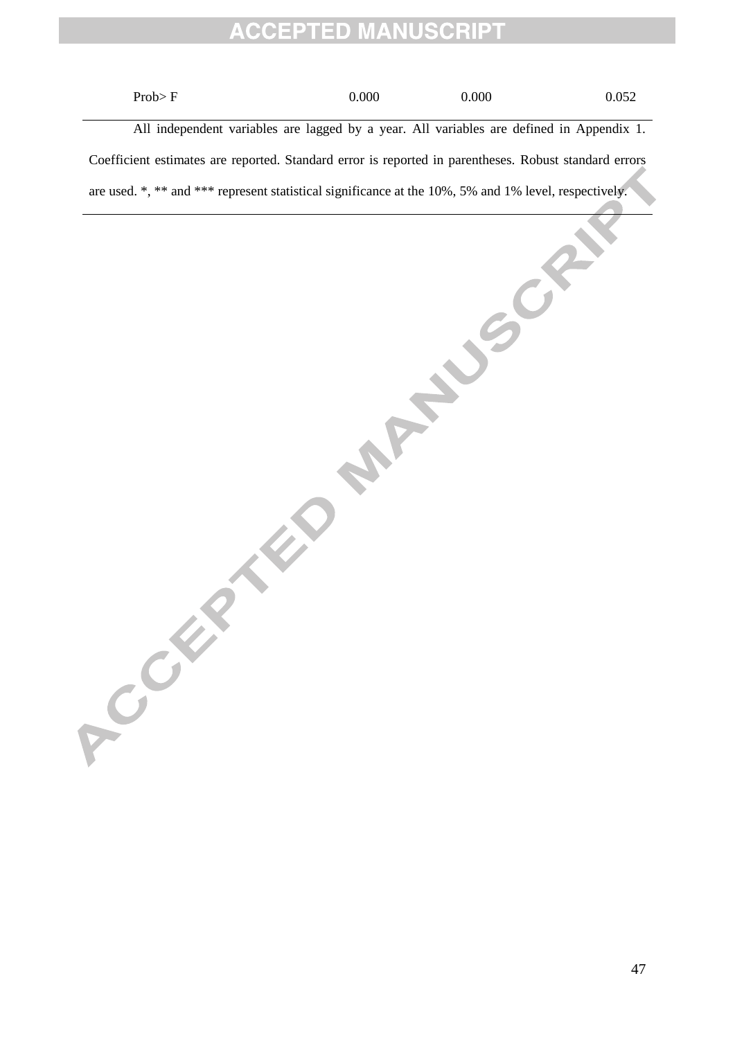| | | | |
|---|---|---|---|
| Prob> F | 0.000 | 0.000 | 0.052 |

All independent variables are lagged by a year. All variables are defined in Appendix 1. Coefficient estimates are reported. Standard error is reported in parentheses. Robust standard errors are used. *, ** and *** represent statistical significance at the 10%, 5% and 1% level, respectively.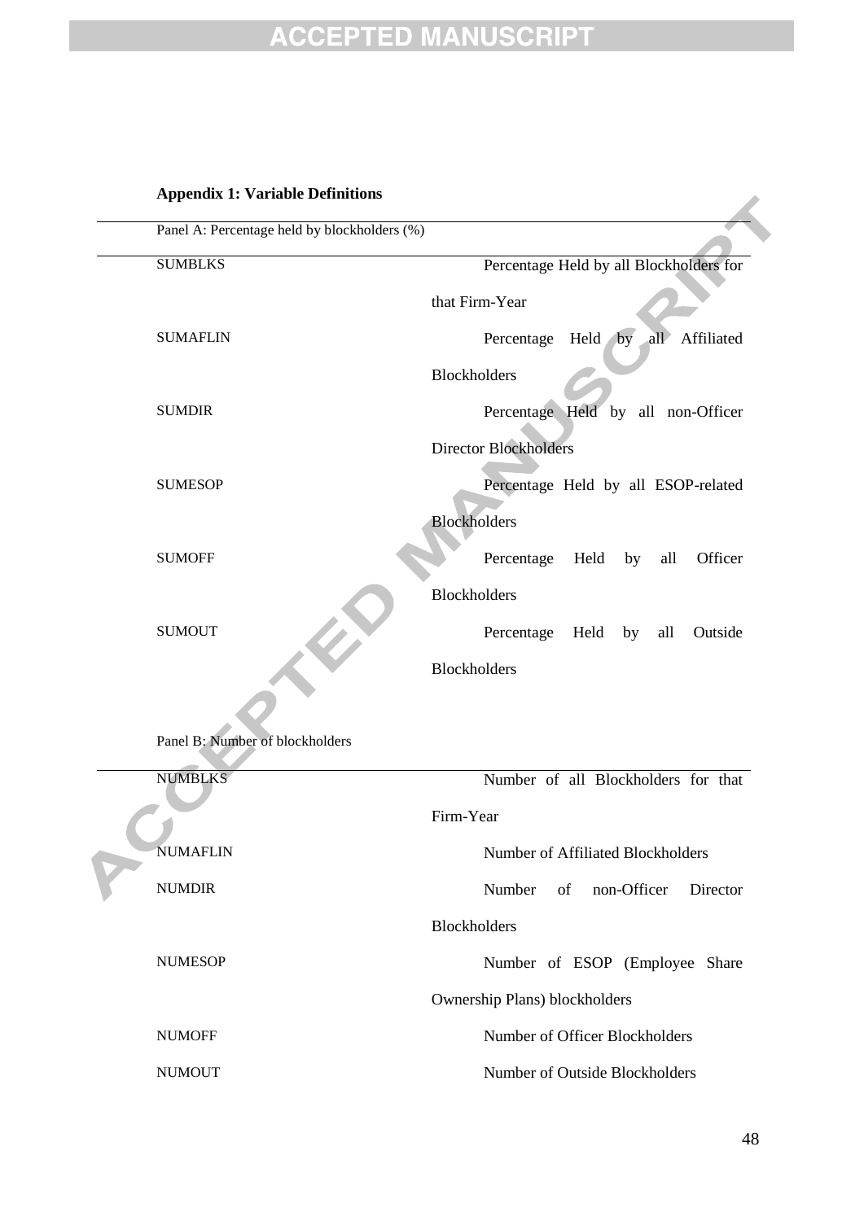**Appendix 1: Variable Definitions**

| Panel A: Percentage held by blockholders (%) | |
|---|---|
| SUMBLKS | Percentage Held by all Blockholders for that Firm-Year |
| SUMAFLIN | Percentage Held by all Affiliated Blockholders |
| SUMDIR | Percentage Held by all non-Officer Director Blockholders |
| SUMESOP | Percentage Held by all ESOP-related Blockholders |
| SUMOFF | Percentage Held by all Officer Blockholders |
| SUMOUT | Percentage Held by all Outside Blockholders |

| Panel B: Number of blockholders | |
|---|---|
| NUMBLKS | Number of all Blockholders for that Firm-Year |
| NUMAFLIN | Number of Affiliated Blockholders |
| NUMDIR | Number of non-Officer Director Blockholders |
| NUMESOP | Number of ESOP (Employee Share Ownership Plans) blockholders |
| NUMOFF | Number of Officer Blockholders |
| NUMOUT | Number of Outside Blockholders |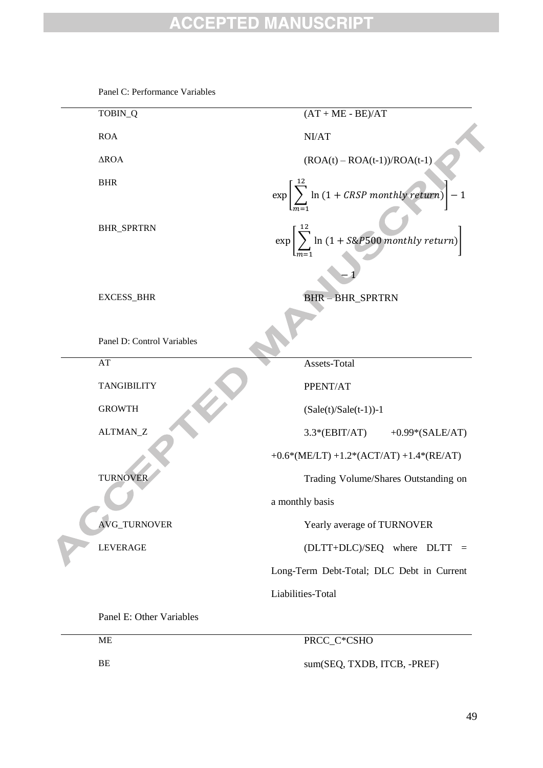Panel C: Performance Variables

| | |
|---|---|
| TOBIN_Q | (AT + ME - BE)/AT |
| ROA | NI/AT |
| ΔROA | (ROA(t) – ROA(t-1))/ROA(t-1) |
| BHR | $\exp\left[\sum_{m=1}^{12} \ln\left(1 + CRSP\ monthly\ return\right)\right] - 1$ |
| BHR_SPRTRN | $\exp\left[\sum_{m=1}^{12} \ln\left(1 + S\&P500\ monthly\ return\right)\right] - 1$ |
| EXCESS_BHR | BHR – BHR_SPRTRN |

Panel D: Control Variables

| | |
|---|---|
| AT | Assets-Total |
| TANGIBILITY | PPENT/AT |
| GROWTH | (Sale(t)/Sale(t-1))-1 |
| ALTMAN_Z | 3.3*(EBIT/AT) +0.99*(SALE/AT) +0.6*(ME/LT) +1.2*(ACT/AT) +1.4*(RE/AT) |
| TURNOVER | Trading Volume/Shares Outstanding on a monthly basis |
| AVG_TURNOVER | Yearly average of TURNOVER |
| LEVERAGE | (DLTT+DLC)/SEQ where DLTT = Long-Term Debt-Total; DLC Debt in Current Liabilities-Total |

Panel E: Other Variables

| | |
|---|---|
| ME | PRCC_C*CSHO |
| BE | sum(SEQ, TXDB, ITCB, -PREF) |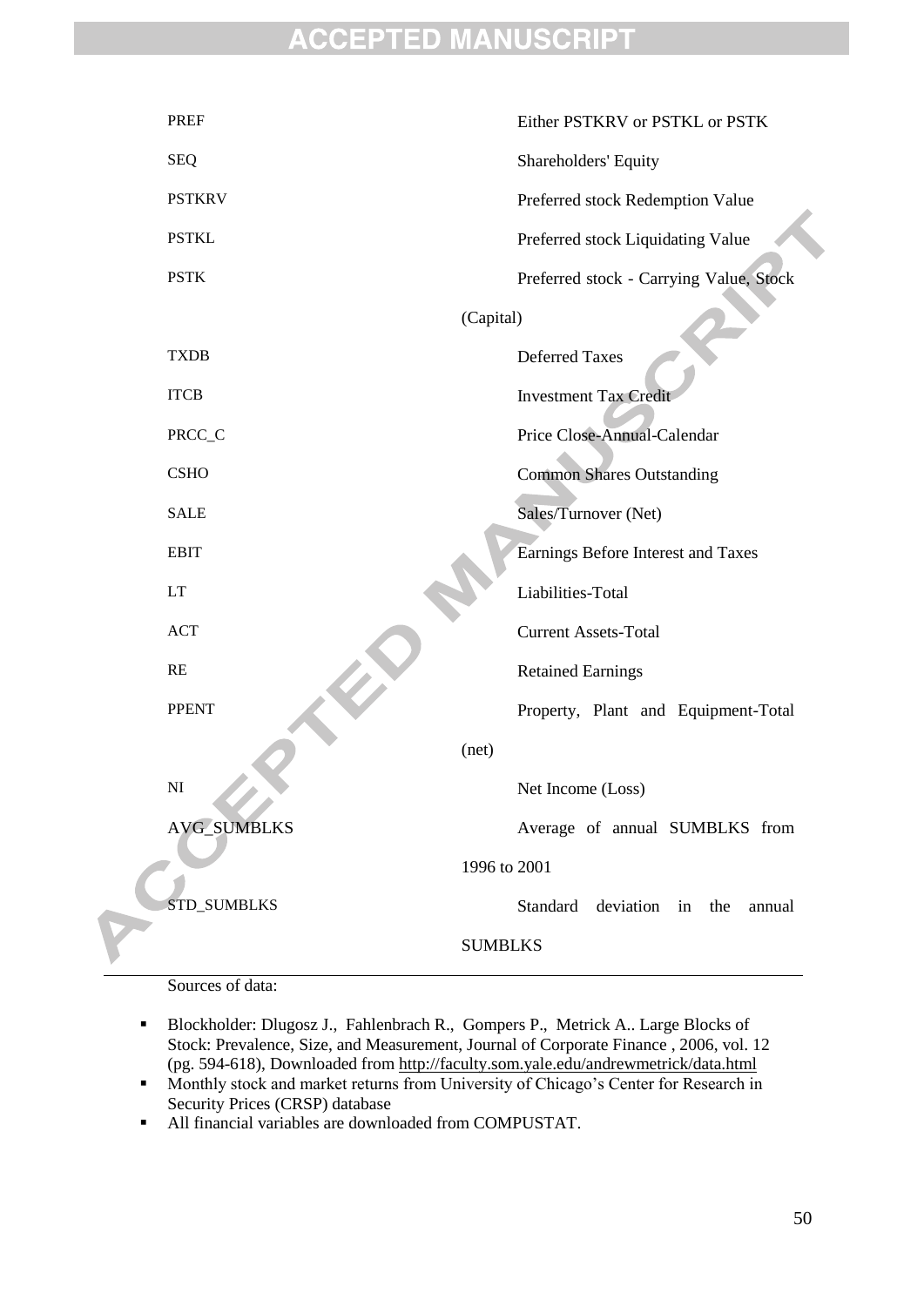| | |
|---|---|
| PREF | Either PSTKRV or PSTKL or PSTK |
| SEQ | Shareholders' Equity |
| PSTKRV | Preferred stock Redemption Value |
| PSTKL | Preferred stock Liquidating Value |
| PSTK | Preferred stock - Carrying Value, Stock (Capital) |
| TXDB | Deferred Taxes |
| ITCB | Investment Tax Credit |
| PRCC_C | Price Close-Annual-Calendar |
| CSHO | Common Shares Outstanding |
| SALE | Sales/Turnover (Net) |
| EBIT | Earnings Before Interest and Taxes |
| LT | Liabilities-Total |
| ACT | Current Assets-Total |
| RE | Retained Earnings |
| PPENT | Property, Plant and Equipment-Total (net) |
| NI | Net Income (Loss) |
| AVG_SUMBLKS | Average of annual SUMBLKS from 1996 to 2001 |
| STD_SUMBLKS | Standard deviation in the annual SUMBLKS |

Sources of data:

- Blockholder: Dlugosz J., Fahlenbrach R., Gompers P., Metrick A.. Large Blocks of Stock: Prevalence, Size, and Measurement, Journal of Corporate Finance , 2006, vol. 12 (pg. 594-618), Downloaded from http://faculty.som.yale.edu/andrewmetrick/data.html
- Monthly stock and market returns from University of Chicago's Center for Research in Security Prices (CRSP) database
- All financial variables are downloaded from COMPUSTAT.